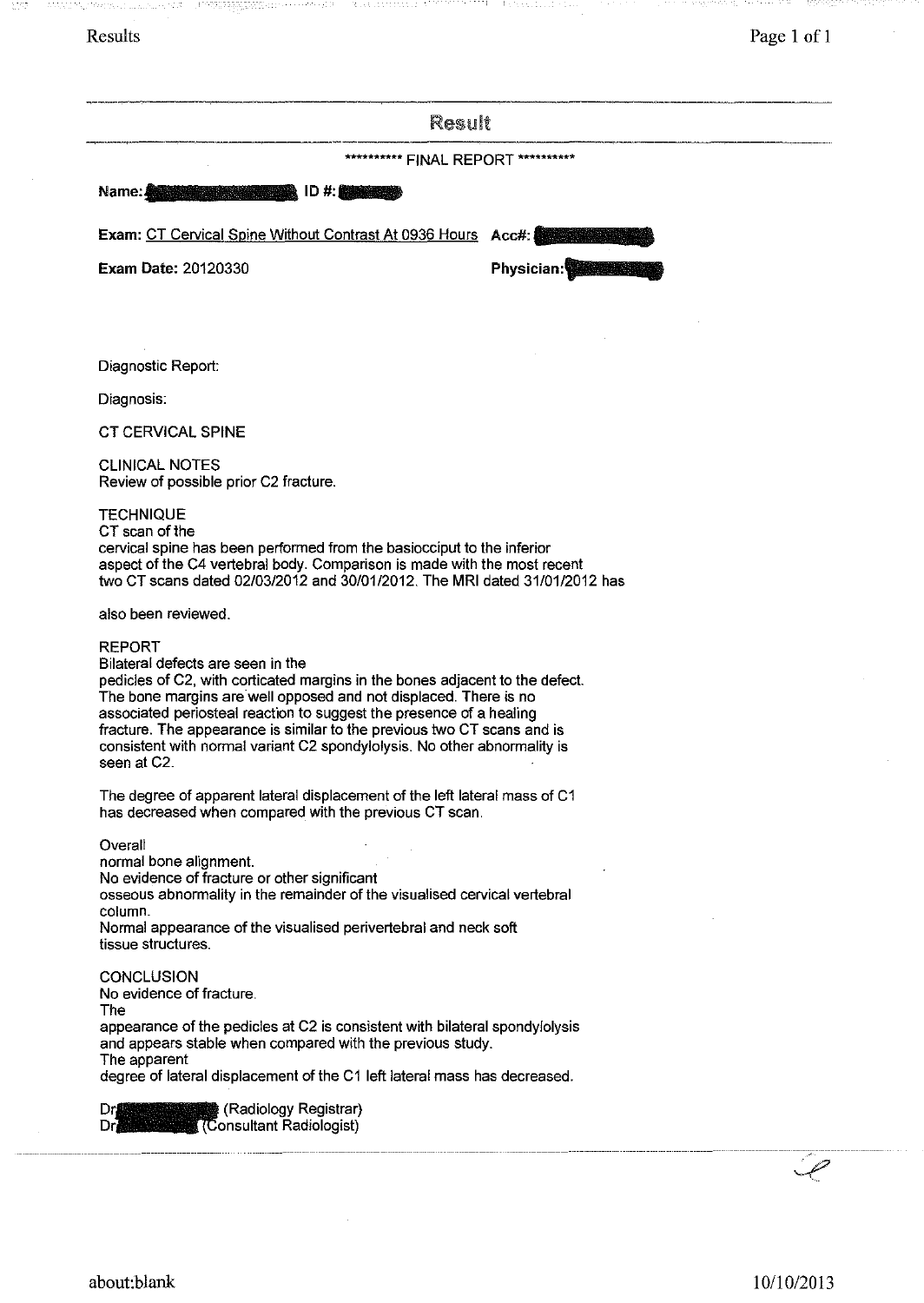## Result

********** FINAL REPORT **********

**Name:** ██████ **ID #:** ██████

**Exam:** CT Cervical Spine Without Contrast At 0936 Hours **Acc#:** ██████

**Exam Date:** 20120330 **Physician:** ██████

Diagnostic Report:

Diagnosis:

CT CERVICAL SPINE

CLINICAL NOTES
Review of possible prior C2 fracture.

TECHNIQUE
CT scan of the cervical spine has been performed from the basiocciput to the inferior aspect of the C4 vertebral body. Comparison is made with the most recent two CT scans dated 02/03/2012 and 30/01/2012. The MRI dated 31/01/2012 has also been reviewed.

REPORT
Bilateral defects are seen in the pedicles of C2, with corticated margins in the bones adjacent to the defect. The bone margins are well opposed and not displaced. There is no associated periosteal reaction to suggest the presence of a healing fracture. The appearance is similar to the previous two CT scans and is consistent with normal variant C2 spondylolysis. No other abnormality is seen at C2.

The degree of apparent lateral displacement of the left lateral mass of C1 has decreased when compared with the previous CT scan.

Overall normal bone alignment.
No evidence of fracture or other significant osseous abnormality in the remainder of the visualised cervical vertebral column.
Normal appearance of the visualised perivertebral and neck soft tissue structures.

CONCLUSION
No evidence of fracture.
The appearance of the pedicles at C2 is consistent with bilateral spondylolysis and appears stable when compared with the previous study.
The apparent degree of lateral displacement of the C1 left lateral mass has decreased.

Dr ██████ (Radiology Registrar)
Dr ██████ (Consultant Radiologist)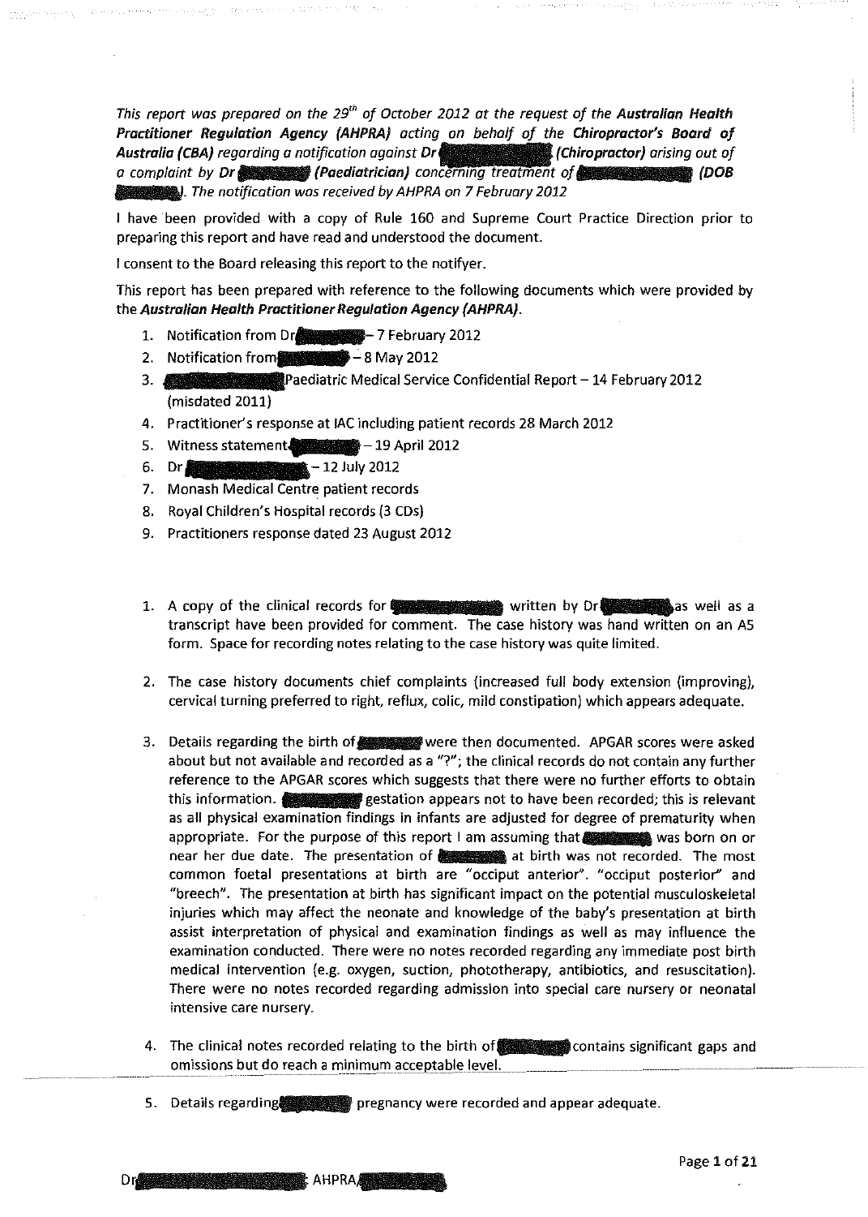*This report was prepared on the 29th of October 2012 at the request of the **Australian Health Practitioner Regulation Agency (AHPRA)** acting on behalf of the **Chiropractor's Board of Australia (CBA)** regarding a notification against **Dr [redacted] (Chiropractor)** arising out of a complaint by **Dr [redacted] (Paediatrician)** concerning treatment of [redacted] (DOB [redacted]). The notification was received by AHPRA on 7 February 2012*

I have been provided with a copy of Rule 160 and Supreme Court Practice Direction prior to preparing this report and have read and understood the document.

I consent to the Board releasing this report to the notifyer.

This report has been prepared with reference to the following documents which were provided by the ***Australian Health Practitioner Regulation Agency (AHPRA)***.

1. Notification from Dr [redacted] – 7 February 2012
2. Notification from [redacted] – 8 May 2012
3. [redacted] Paediatric Medical Service Confidential Report – 14 February 2012 (misdated 2011)
4. Practitioner's response at IAC including patient records 28 March 2012
5. Witness statement [redacted] – 19 April 2012
6. Dr [redacted] – 12 July 2012
7. Monash Medical Centre patient records
8. Royal Children's Hospital records (3 CDs)
9. Practitioners response dated 23 August 2012

1. A copy of the clinical records for [redacted] written by Dr [redacted] as well as a transcript have been provided for comment. The case history was hand written on an A5 form. Space for recording notes relating to the case history was quite limited.

2. The case history documents chief complaints (increased full body extension (improving), cervical turning preferred to right, reflux, colic, mild constipation) which appears adequate.

3. Details regarding the birth of [redacted] were then documented. APGAR scores were asked about but not available and recorded as a "?"; the clinical records do not contain any further reference to the APGAR scores which suggests that there were no further efforts to obtain this information. [redacted] gestation appears not to have been recorded; this is relevant as all physical examination findings in infants are adjusted for degree of prematurity when appropriate. For the purpose of this report I am assuming that [redacted] was born on or near her due date. The presentation of [redacted] at birth was not recorded. The most common foetal presentations at birth are "occiput anterior". "occiput posterior" and "breech". The presentation at birth has significant impact on the potential musculoskeletal injuries which may affect the neonate and knowledge of the baby's presentation at birth assist interpretation of physical and examination findings as well as may influence the examination conducted. There were no notes recorded regarding any immediate post birth medical intervention (e.g. oxygen, suction, phototherapy, antibiotics, and resuscitation). There were no notes recorded regarding admission into special care nursery or neonatal intensive care nursery.

4. The clinical notes recorded relating to the birth of [redacted] contains significant gaps and omissions but do reach a minimum acceptable level.

5. Details regarding [redacted] pregnancy were recorded and appear adequate.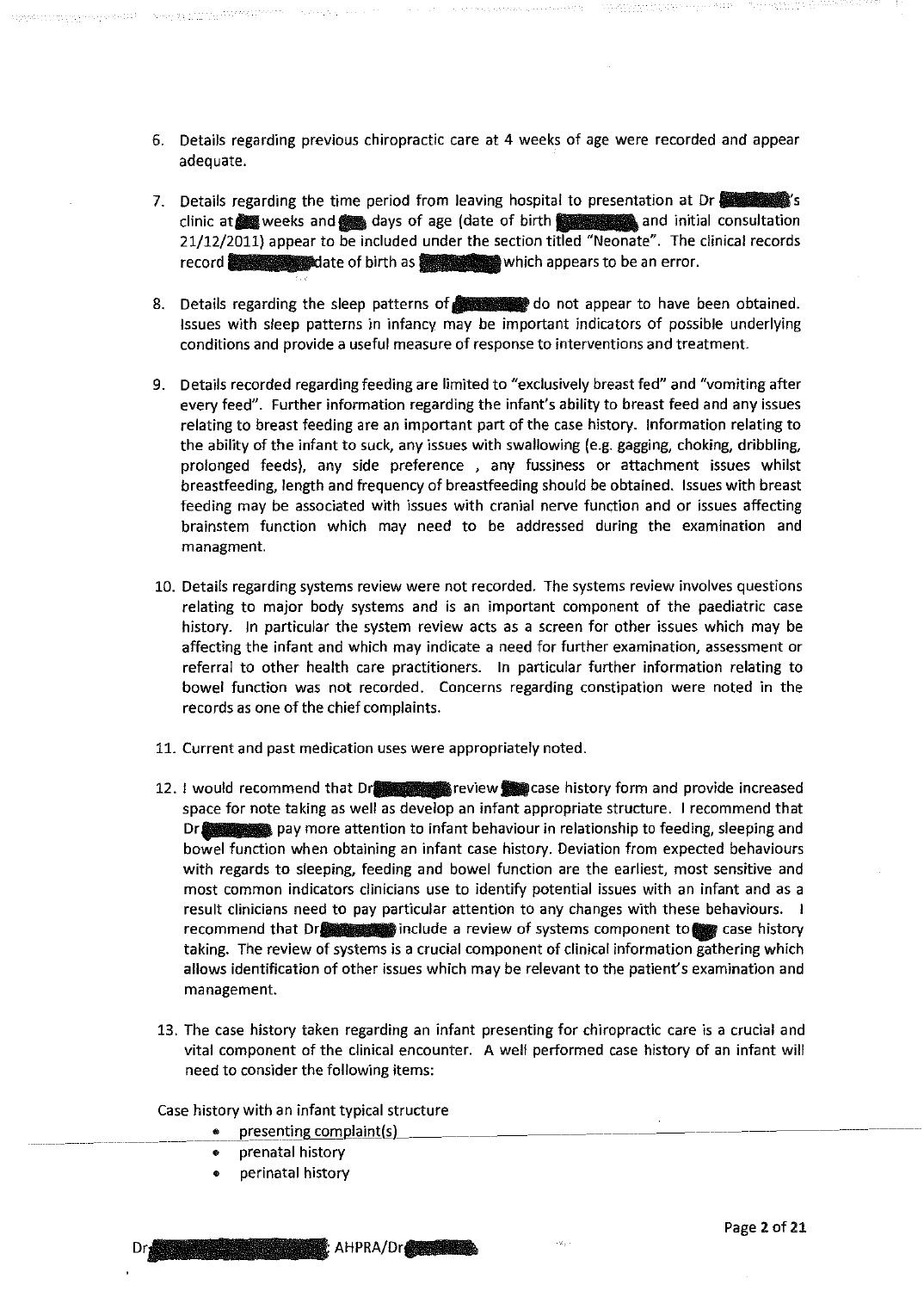6. Details regarding previous chiropractic care at 4 weeks of age were recorded and appear adequate.

7. Details regarding the time period from leaving hospital to presentation at Dr ████'s clinic at ██ weeks and ██ days of age (date of birth ████ and initial consultation 21/12/2011) appear to be included under the section titled "Neonate". The clinical records record ████ date of birth as ████ which appears to be an error.

8. Details regarding the sleep patterns of ████ do not appear to have been obtained. Issues with sleep patterns in infancy may be important indicators of possible underlying conditions and provide a useful measure of response to interventions and treatment.

9. Details recorded regarding feeding are limited to "exclusively breast fed" and "vomiting after every feed". Further information regarding the infant's ability to breast feed and any issues relating to breast feeding are an important part of the case history. Information relating to the ability of the infant to suck, any issues with swallowing (e.g. gagging, choking, dribbling, prolonged feeds), any side preference , any fussiness or attachment issues whilst breastfeeding, length and frequency of breastfeeding should be obtained. Issues with breast feeding may be associated with issues with cranial nerve function and or issues affecting brainstem function which may need to be addressed during the examination and managment.

10. Details regarding systems review were not recorded. The systems review involves questions relating to major body systems and is an important component of the paediatric case history. In particular the system review acts as a screen for other issues which may be affecting the infant and which may indicate a need for further examination, assessment or referral to other health care practitioners. In particular further information relating to bowel function was not recorded. Concerns regarding constipation were noted in the records as one of the chief complaints.

11. Current and past medication uses were appropriately noted.

12. I would recommend that Dr ████ review ██ case history form and provide increased space for note taking as well as develop an infant appropriate structure. I recommend that Dr ████ pay more attention to infant behaviour in relationship to feeding, sleeping and bowel function when obtaining an infant case history. Deviation from expected behaviours with regards to sleeping, feeding and bowel function are the earliest, most sensitive and most common indicators clinicians use to identify potential issues with an infant and as a result clinicians need to pay particular attention to any changes with these behaviours. I recommend that Dr ████ include a review of systems component to ██ case history taking. The review of systems is a crucial component of clinical information gathering which allows identification of other issues which may be relevant to the patient's examination and management.

13. The case history taken regarding an infant presenting for chiropractic care is a crucial and vital component of the clinical encounter. A well performed case history of an infant will need to consider the following items:

Case history with an infant typical structure

- presenting complaint(s)
- prenatal history
- perinatal history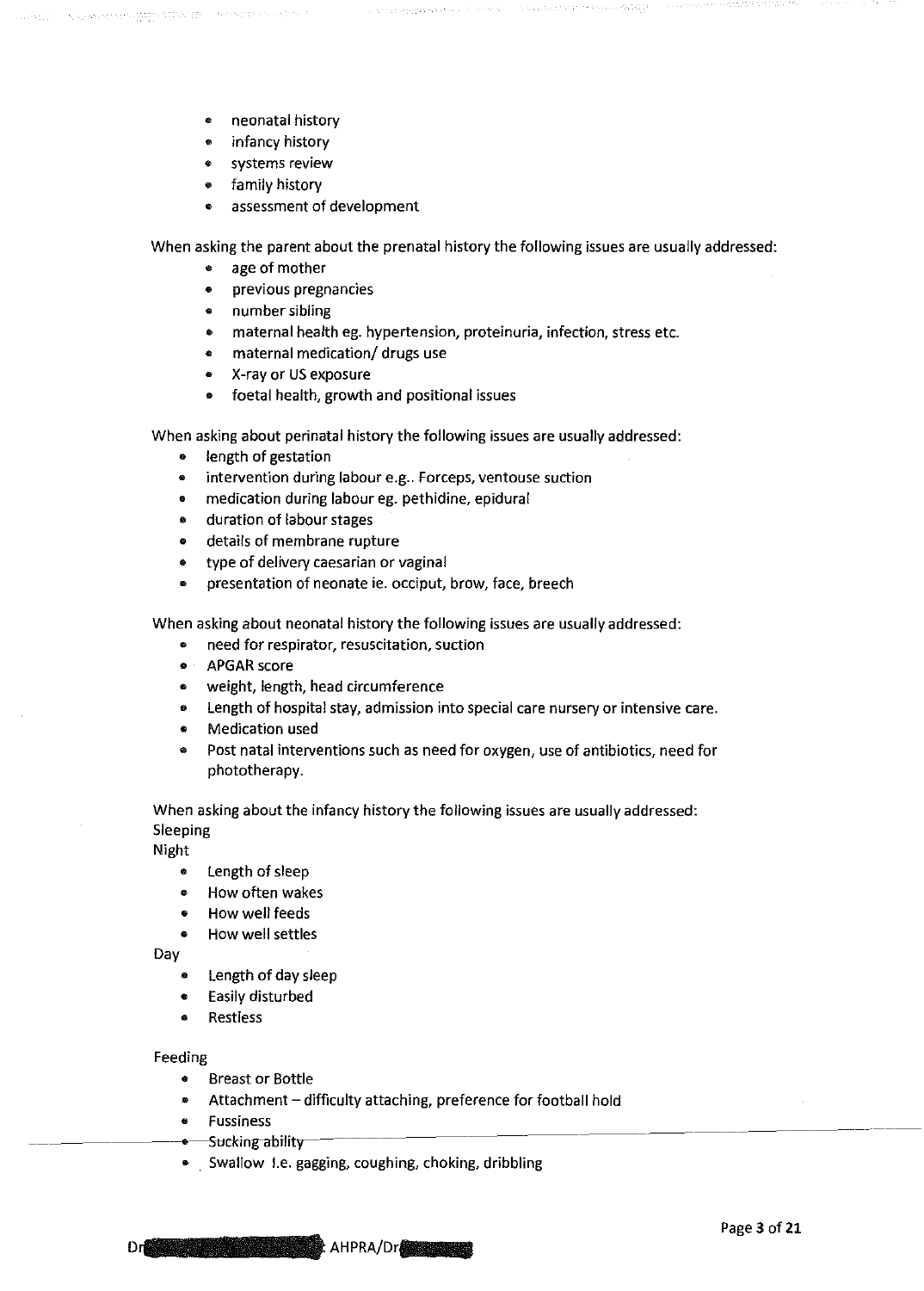- neonatal history
- infancy history
- systems review
- family history
- assessment of development

When asking the parent about the prenatal history the following issues are usually addressed:

- age of mother
- previous pregnancies
- number sibling
- maternal health eg. hypertension, proteinuria, infection, stress etc.
- maternal medication/ drugs use
- X-ray or US exposure
- foetal health, growth and positional issues

When asking about perinatal history the following issues are usually addressed:

- length of gestation
- intervention during labour e.g.. Forceps, ventouse suction
- medication during labour eg. pethidine, epidural
- duration of labour stages
- details of membrane rupture
- type of delivery caesarian or vaginal
- presentation of neonate ie. occiput, brow, face, breech

When asking about neonatal history the following issues are usually addressed:

- need for respirator, resuscitation, suction
- APGAR score
- weight, length, head circumference
- Length of hospital stay, admission into special care nursery or intensive care.
- Medication used
- Post natal interventions such as need for oxygen, use of antibiotics, need for phototherapy.

When asking about the infancy history the following issues are usually addressed:

Sleeping

Night

- Length of sleep
- How often wakes
- How well feeds
- How well settles

Day

- Length of day sleep
- Easily disturbed
- Restless

Feeding

- Breast or Bottle
- Attachment – difficulty attaching, preference for football hold
- Fussiness
- Sucking ability
- Swallow i.e. gagging, coughing, choking, dribbling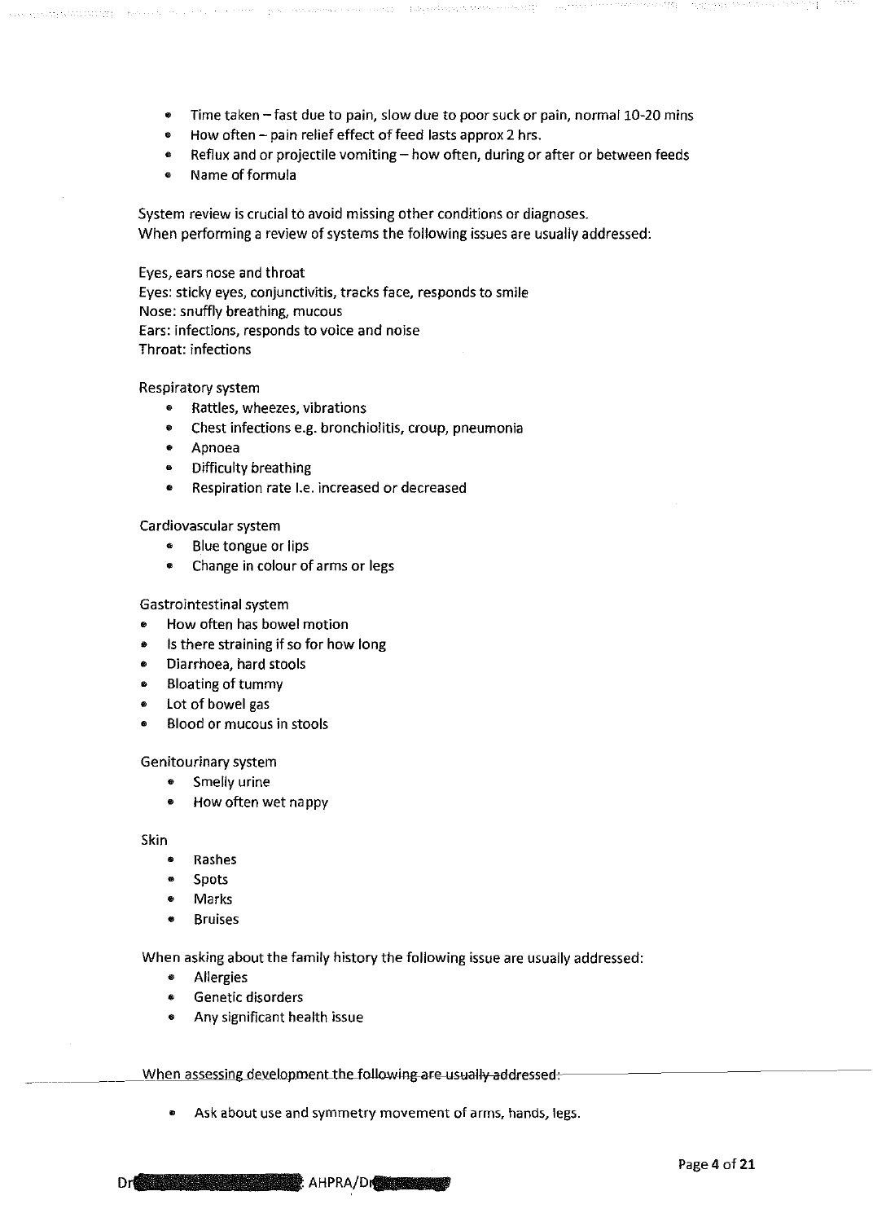- Time taken – fast due to pain, slow due to poor suck or pain, normal 10-20 mins
- How often – pain relief effect of feed lasts approx 2 hrs.
- Reflux and or projectile vomiting – how often, during or after or between feeds
- Name of formula

System review is crucial to avoid missing other conditions or diagnoses.
When performing a review of systems the following issues are usually addressed:

Eyes, ears nose and throat
Eyes: sticky eyes, conjunctivitis, tracks face, responds to smile
Nose: snuffly breathing, mucous
Ears: infections, responds to voice and noise
Throat: infections

Respiratory system

- Rattles, wheezes, vibrations
- Chest infections e.g. bronchiolitis, croup, pneumonia
- Apnoea
- Difficulty breathing
- Respiration rate I.e. increased or decreased

Cardiovascular system

- Blue tongue or lips
- Change in colour of arms or legs

Gastrointestinal system

- How often has bowel motion
- Is there straining if so for how long
- Diarrhoea, hard stools
- Bloating of tummy
- Lot of bowel gas
- Blood or mucous in stools

Genitourinary system

- Smelly urine
- How often wet nappy

Skin

- Rashes
- Spots
- Marks
- Bruises

When asking about the family history the following issue are usually addressed:

- Allergies
- Genetic disorders
- Any significant health issue

When assessing development the following are usually addressed:

- Ask about use and symmetry movement of arms, hands, legs.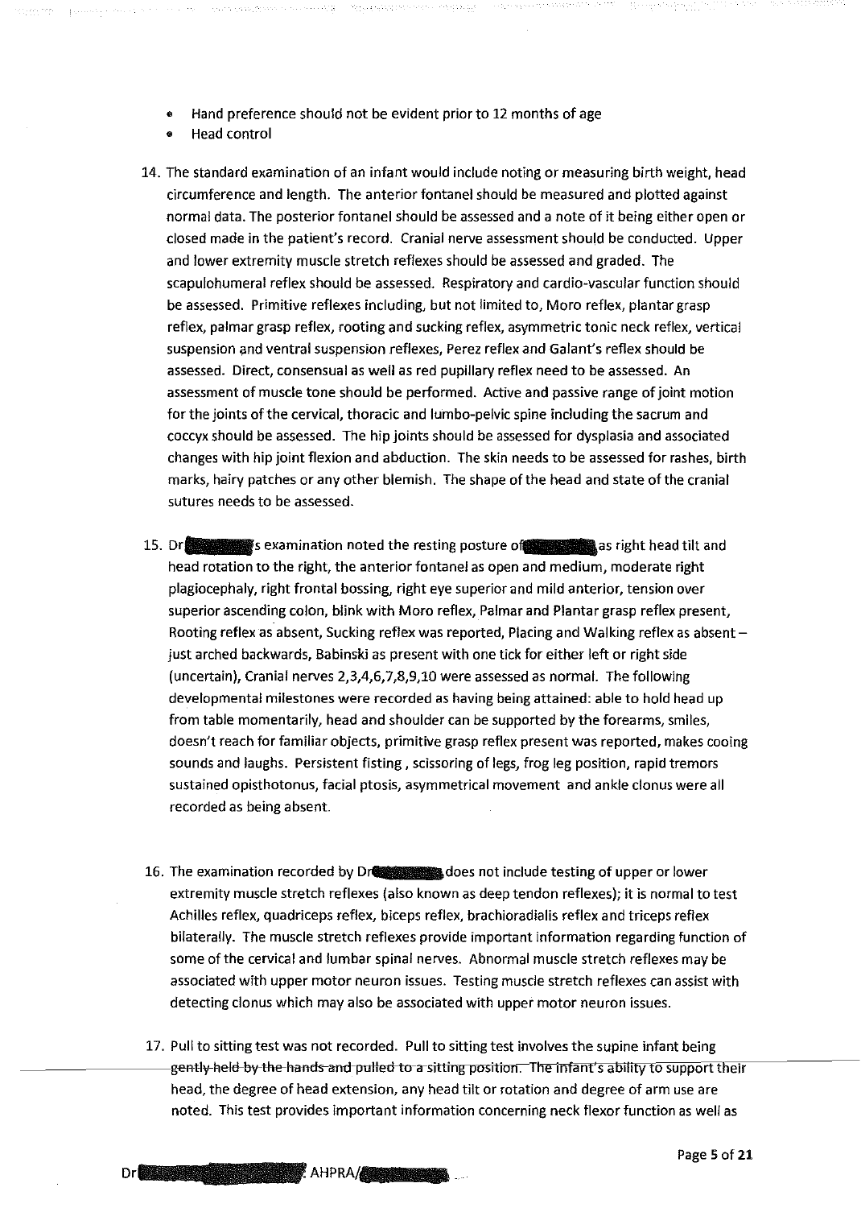- Hand preference should not be evident prior to 12 months of age
- Head control

14. The standard examination of an infant would include noting or measuring birth weight, head circumference and length. The anterior fontanel should be measured and plotted against normal data. The posterior fontanel should be assessed and a note of it being either open or closed made in the patient's record. Cranial nerve assessment should be conducted. Upper and lower extremity muscle stretch reflexes should be assessed and graded. The scapulohumeral reflex should be assessed. Respiratory and cardio-vascular function should be assessed. Primitive reflexes including, but not limited to, Moro reflex, plantar grasp reflex, palmar grasp reflex, rooting and sucking reflex, asymmetric tonic neck reflex, vertical suspension and ventral suspension reflexes, Perez reflex and Galant's reflex should be assessed. Direct, consensual as well as red pupillary reflex need to be assessed. An assessment of muscle tone should be performed. Active and passive range of joint motion for the joints of the cervical, thoracic and lumbo-pelvic spine including the sacrum and coccyx should be assessed. The hip joints should be assessed for dysplasia and associated changes with hip joint flexion and abduction. The skin needs to be assessed for rashes, birth marks, hairy patches or any other blemish. The shape of the head and state of the cranial sutures needs to be assessed.

15. Dr [redacted]'s examination noted the resting posture of [redacted] as right head tilt and head rotation to the right, the anterior fontanel as open and medium, moderate right plagiocephaly, right frontal bossing, right eye superior and mild anterior, tension over superior ascending colon, blink with Moro reflex, Palmar and Plantar grasp reflex present, Rooting reflex as absent, Sucking reflex was reported, Placing and Walking reflex as absent – just arched backwards, Babinski as present with one tick for either left or right side (uncertain), Cranial nerves 2,3,4,6,7,8,9,10 were assessed as normal. The following developmental milestones were recorded as having being attained: able to hold head up from table momentarily, head and shoulder can be supported by the forearms, smiles, doesn't reach for familiar objects, primitive grasp reflex present was reported, makes cooing sounds and laughs. Persistent fisting , scissoring of legs, frog leg position, rapid tremors sustained opisthotonus, facial ptosis, asymmetrical movement and ankle clonus were all recorded as being absent.

16. The examination recorded by Dr [redacted] does not include testing of upper or lower extremity muscle stretch reflexes (also known as deep tendon reflexes); it is normal to test Achilles reflex, quadriceps reflex, biceps reflex, brachioradialis reflex and triceps reflex bilaterally. The muscle stretch reflexes provide important information regarding function of some of the cervical and lumbar spinal nerves. Abnormal muscle stretch reflexes may be associated with upper motor neuron issues. Testing muscle stretch reflexes can assist with detecting clonus which may also be associated with upper motor neuron issues.

17. Pull to sitting test was not recorded. Pull to sitting test involves the supine infant being gently held by the hands and pulled to a sitting position. The infant's ability to support their head, the degree of head extension, any head tilt or rotation and degree of arm use are noted. This test provides important information concerning neck flexor function as well as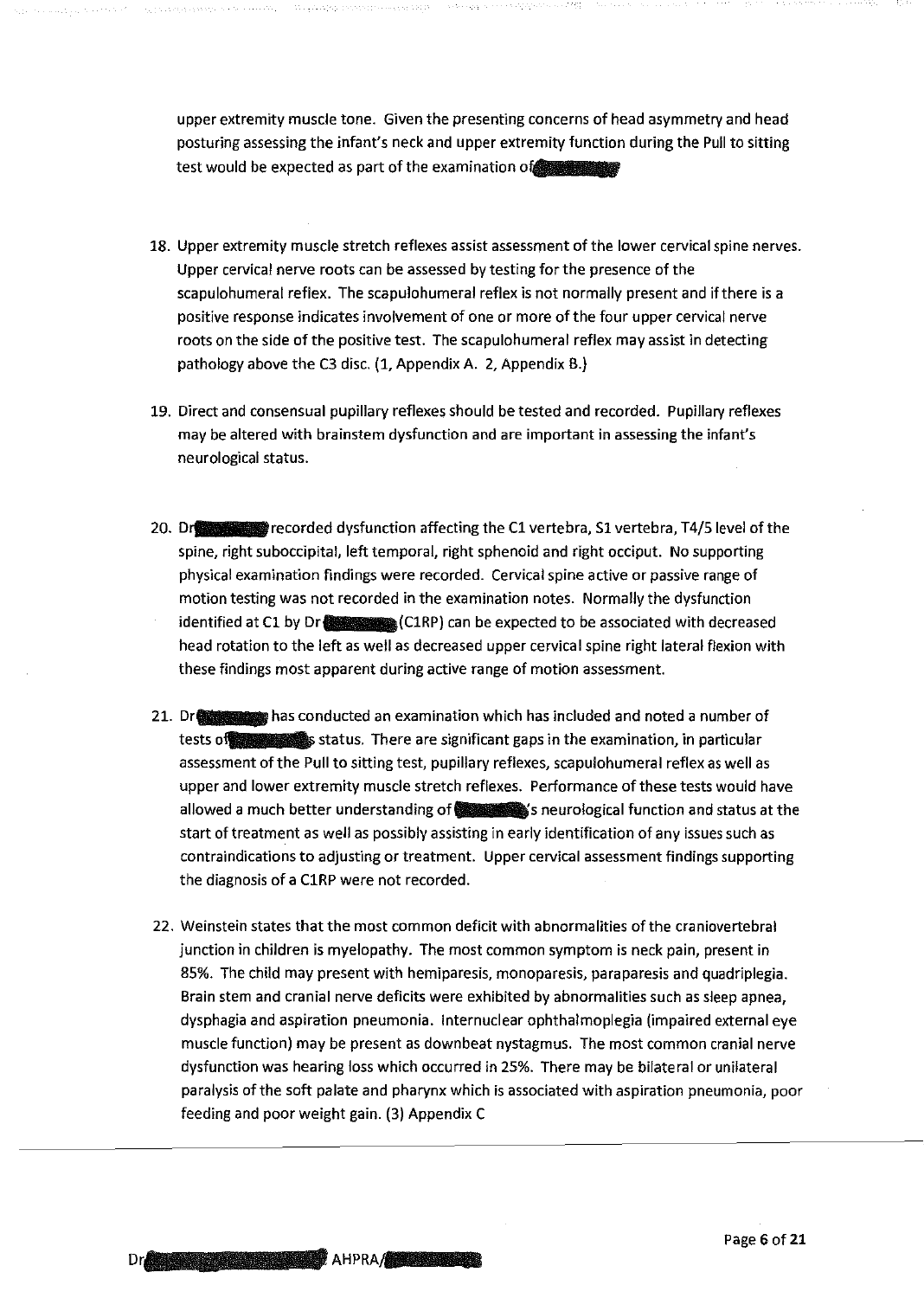upper extremity muscle tone. Given the presenting concerns of head asymmetry and head posturing assessing the infant's neck and upper extremity function during the Pull to sitting test would be expected as part of the examination of

18. Upper extremity muscle stretch reflexes assist assessment of the lower cervical spine nerves. Upper cervical nerve roots can be assessed by testing for the presence of the scapulohumeral reflex. The scapulohumeral reflex is not normally present and if there is a positive response indicates involvement of one or more of the four upper cervical nerve roots on the side of the positive test. The scapulohumeral reflex may assist in detecting pathology above the C3 disc. (1, Appendix A. 2, Appendix B.)

19. Direct and consensual pupillary reflexes should be tested and recorded. Pupillary reflexes may be altered with brainstem dysfunction and are important in assessing the infant's neurological status.

20. Dr recorded dysfunction affecting the C1 vertebra, S1 vertebra, T4/5 level of the spine, right suboccipital, left temporal, right sphenoid and right occiput. No supporting physical examination findings were recorded. Cervical spine active or passive range of motion testing was not recorded in the examination notes. Normally the dysfunction identified at C1 by Dr (C1RP) can be expected to be associated with decreased head rotation to the left as well as decreased upper cervical spine right lateral flexion with these findings most apparent during active range of motion assessment.

21. Dr has conducted an examination which has included and noted a number of tests of status. There are significant gaps in the examination, in particular assessment of the Pull to sitting test, pupillary reflexes, scapulohumeral reflex as well as upper and lower extremity muscle stretch reflexes. Performance of these tests would have allowed a much better understanding of 's neurological function and status at the start of treatment as well as possibly assisting in early identification of any issues such as contraindications to adjusting or treatment. Upper cervical assessment findings supporting the diagnosis of a C1RP were not recorded.

22. Weinstein states that the most common deficit with abnormalities of the craniovertebral junction in children is myelopathy. The most common symptom is neck pain, present in 85%. The child may present with hemiparesis, monoparesis, paraparesis and quadriplegia. Brain stem and cranial nerve deficits were exhibited by abnormalities such as sleep apnea, dysphagia and aspiration pneumonia. Internuclear ophthalmoplegia (impaired external eye muscle function) may be present as downbeat nystagmus. The most common cranial nerve dysfunction was hearing loss which occurred in 25%. There may be bilateral or unilateral paralysis of the soft palate and pharynx which is associated with aspiration pneumonia, poor feeding and poor weight gain. (3) Appendix C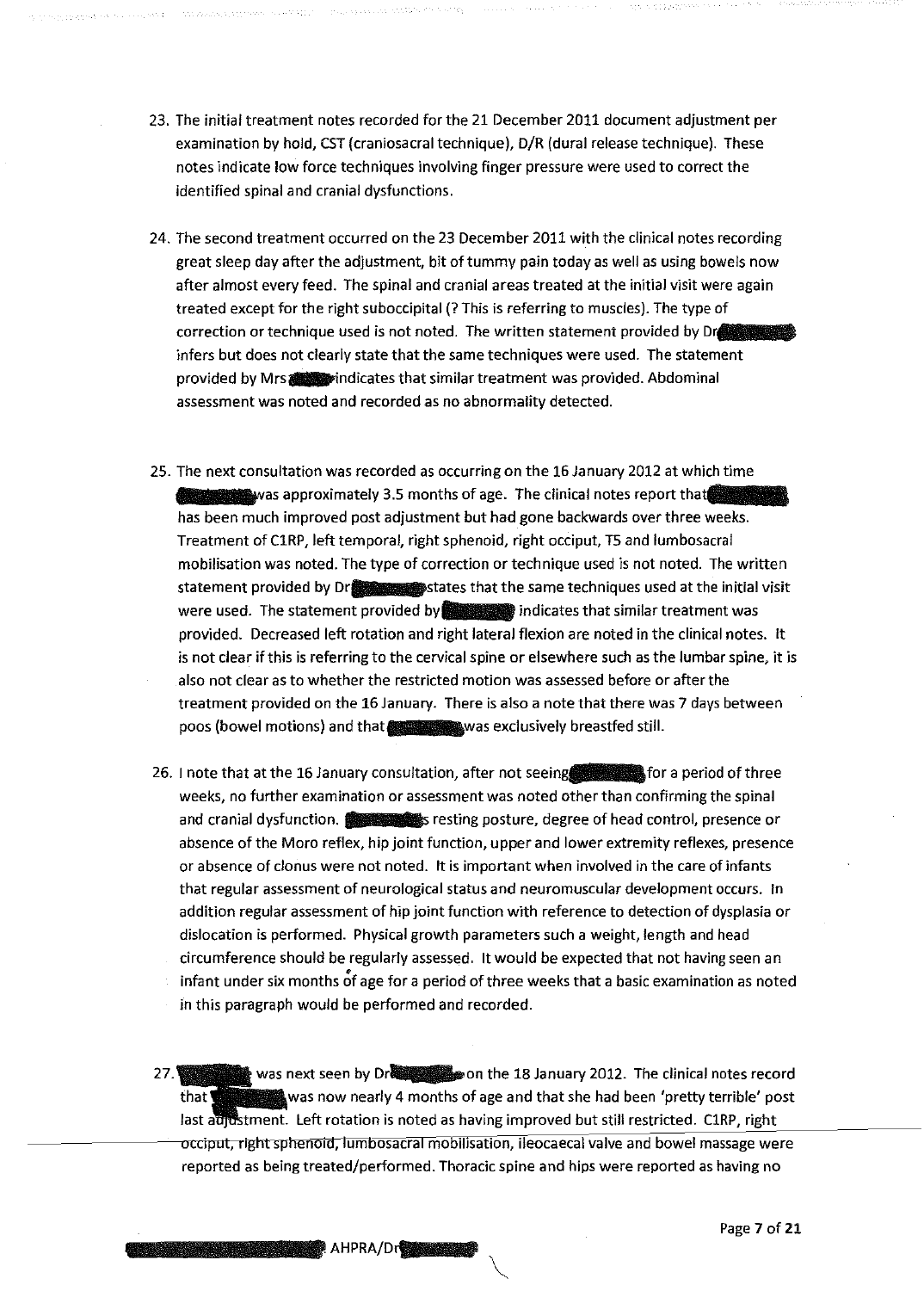23. The initial treatment notes recorded for the 21 December 2011 document adjustment per examination by hold, CST (craniosacral technique), D/R (dural release technique). These notes indicate low force techniques involving finger pressure were used to correct the identified spinal and cranial dysfunctions.

24. The second treatment occurred on the 23 December 2011 with the clinical notes recording great sleep day after the adjustment, bit of tummy pain today as well as using bowels now after almost every feed. The spinal and cranial areas treated at the initial visit were again treated except for the right suboccipital (? This is referring to muscles). The type of correction or technique used is not noted. The written statement provided by Dr infers but does not clearly state that the same techniques were used. The statement provided by Mrs indicates that similar treatment was provided. Abdominal assessment was noted and recorded as no abnormality detected.

25. The next consultation was recorded as occurring on the 16 January 2012 at which time was approximately 3.5 months of age. The clinical notes report that has been much improved post adjustment but had gone backwards over three weeks. Treatment of C1RP, left temporal, right sphenoid, right occiput, T5 and lumbosacral mobilisation was noted. The type of correction or technique used is not noted. The written statement provided by Dr states that the same techniques used at the initial visit were used. The statement provided by indicates that similar treatment was provided. Decreased left rotation and right lateral flexion are noted in the clinical notes. It is not clear if this is referring to the cervical spine or elsewhere such as the lumbar spine, it is also not clear as to whether the restricted motion was assessed before or after the treatment provided on the 16 January. There is also a note that there was 7 days between poos (bowel motions) and that was exclusively breastfed still.

26. I note that at the 16 January consultation, after not seeing for a period of three weeks, no further examination or assessment was noted other than confirming the spinal and cranial dysfunction. 's resting posture, degree of head control, presence or absence of the Moro reflex, hip joint function, upper and lower extremity reflexes, presence or absence of clonus were not noted. It is important when involved in the care of infants that regular assessment of neurological status and neuromuscular development occurs. In addition regular assessment of hip joint function with reference to detection of dysplasia or dislocation is performed. Physical growth parameters such a weight, length and head circumference should be regularly assessed. It would be expected that not having seen an infant under six months of age for a period of three weeks that a basic examination as noted in this paragraph would be performed and recorded.

27. was next seen by Dr on the 18 January 2012. The clinical notes record that was now nearly 4 months of age and that she had been 'pretty terrible' post last adjustment. Left rotation is noted as having improved but still restricted. C1RP, right occiput, right sphenoid, lumbosacral mobilisation, ileocaecal valve and bowel massage were reported as being treated/performed. Thoracic spine and hips were reported as having no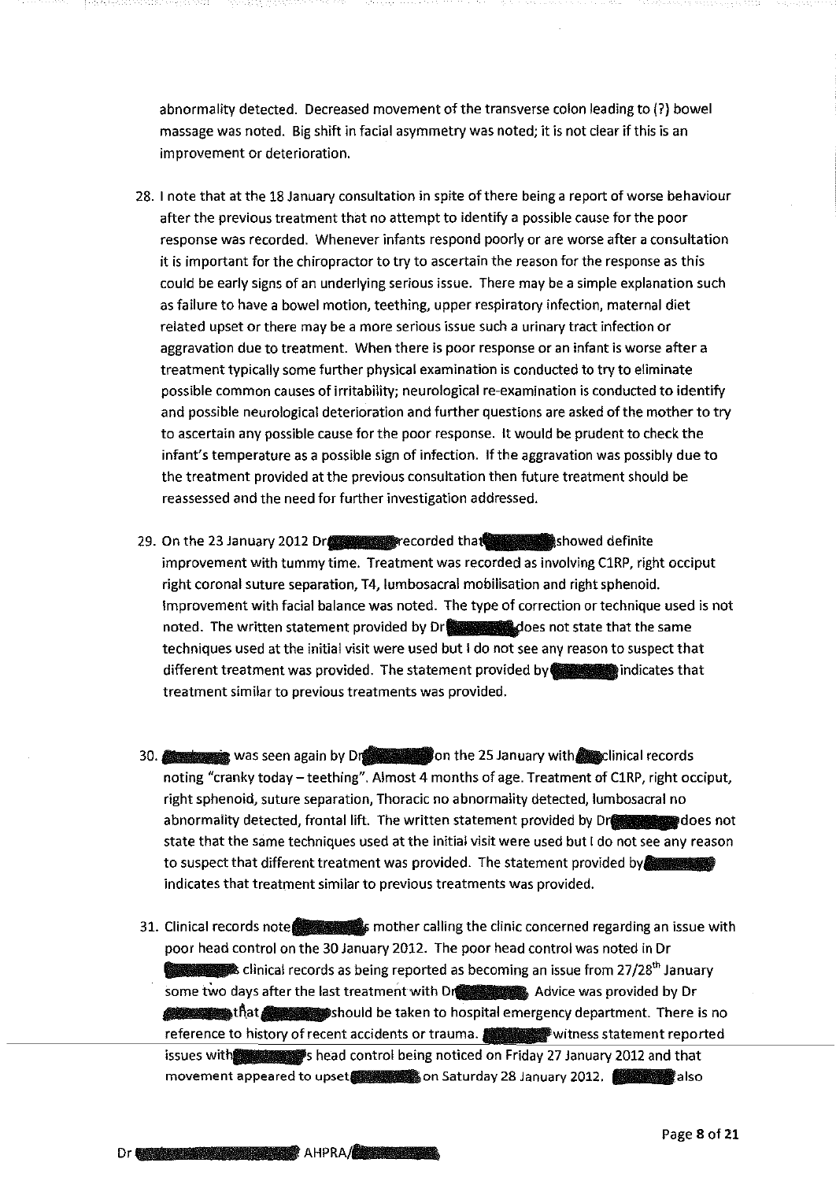abnormality detected. Decreased movement of the transverse colon leading to (?) bowel massage was noted. Big shift in facial asymmetry was noted; it is not clear if this is an improvement or deterioration.

28. I note that at the 18 January consultation in spite of there being a report of worse behaviour after the previous treatment that no attempt to identify a possible cause for the poor response was recorded. Whenever infants respond poorly or are worse after a consultation it is important for the chiropractor to try to ascertain the reason for the response as this could be early signs of an underlying serious issue. There may be a simple explanation such as failure to have a bowel motion, teething, upper respiratory infection, maternal diet related upset or there may be a more serious issue such a urinary tract infection or aggravation due to treatment. When there is poor response or an infant is worse after a treatment typically some further physical examination is conducted to try to eliminate possible common causes of irritability; neurological re-examination is conducted to identify and possible neurological deterioration and further questions are asked of the mother to try to ascertain any possible cause for the poor response. It would be prudent to check the infant's temperature as a possible sign of infection. If the aggravation was possibly due to the treatment provided at the previous consultation then future treatment should be reassessed and the need for further investigation addressed.

29. On the 23 January 2012 Dr ██████ recorded that ██████ showed definite improvement with tummy time. Treatment was recorded as involving C1RP, right occiput right coronal suture separation, T4, lumbosacral mobilisation and right sphenoid. Improvement with facial balance was noted. The type of correction or technique used is not noted. The written statement provided by Dr ██████ does not state that the same techniques used at the initial visit were used but I do not see any reason to suspect that different treatment was provided. The statement provided by ██████ indicates that treatment similar to previous treatments was provided.

30. ██████ was seen again by Dr ██████ on the 25 January with ██ clinical records noting "cranky today – teething". Almost 4 months of age. Treatment of C1RP, right occiput, right sphenoid, suture separation, Thoracic no abnormality detected, lumbosacral no abnormality detected, frontal lift. The written statement provided by Dr ██████ does not state that the same techniques used at the initial visit were used but I do not see any reason to suspect that different treatment was provided. The statement provided by ██████ indicates that treatment similar to previous treatments was provided.

31. Clinical records note ██████'s mother calling the clinic concerned regarding an issue with poor head control on the 30 January 2012. The poor head control was noted in Dr ██████ clinical records as being reported as becoming an issue from 27/28th January some two days after the last treatment with Dr ██████. Advice was provided by Dr ██████ that ██████ should be taken to hospital emergency department. There is no reference to history of recent accidents or trauma. ██████ witness statement reported issues with ██████'s head control being noticed on Friday 27 January 2012 and that movement appeared to upset ██████ on Saturday 28 January 2012. ██████ also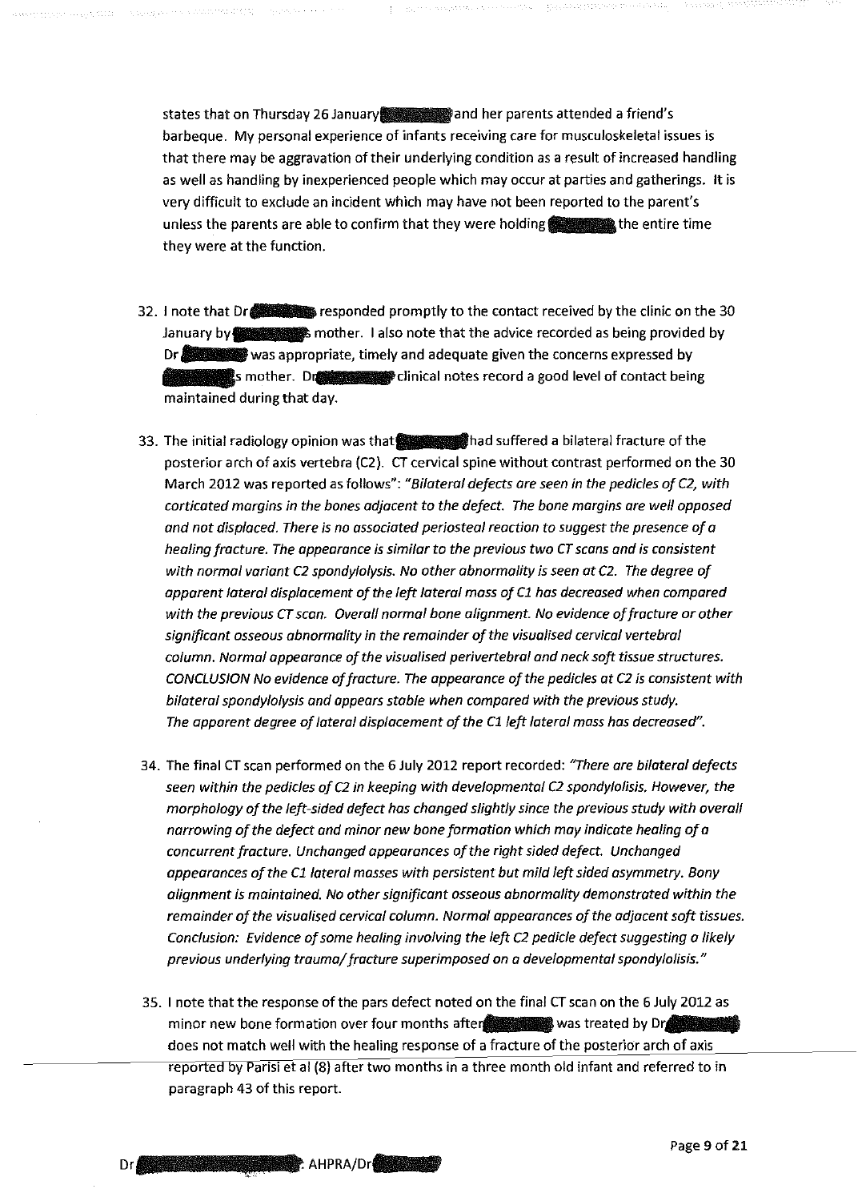states that on Thursday 26 January [redacted] and her parents attended a friend's barbeque. My personal experience of infants receiving care for musculoskeletal issues is that there may be aggravation of their underlying condition as a result of increased handling as well as handling by inexperienced people which may occur at parties and gatherings. It is very difficult to exclude an incident which may have not been reported to the parent's unless the parents are able to confirm that they were holding [redacted] the entire time they were at the function.

32. I note that Dr [redacted] responded promptly to the contact received by the clinic on the 30 January by [redacted] mother. I also note that the advice recorded as being provided by Dr [redacted] was appropriate, timely and adequate given the concerns expressed by [redacted]s mother. Dr [redacted] clinical notes record a good level of contact being maintained during that day.

33. The initial radiology opinion was that [redacted] had suffered a bilateral fracture of the posterior arch of axis vertebra (C2). CT cervical spine without contrast performed on the 30 March 2012 was reported as follows": *"Bilateral defects are seen in the pedicles of C2, with corticated margins in the bones adjacent to the defect. The bone margins are well opposed and not displaced. There is no associated periosteal reaction to suggest the presence of a healing fracture. The appearance is similar to the previous two CT scans and is consistent with normal variant C2 spondylolysis. No other abnormality is seen at C2. The degree of apparent lateral displacement of the left lateral mass of C1 has decreased when compared with the previous CT scan. Overall normal bone alignment. No evidence of fracture or other significant osseous abnormality in the remainder of the visualised cervical vertebral column. Normal appearance of the visualised perivertebral and neck soft tissue structures. CONCLUSION No evidence of fracture. The appearance of the pedicles at C2 is consistent with bilateral spondylolysis and appears stable when compared with the previous study. The apparent degree of lateral displacement of the C1 left lateral mass has decreased".*

34. The final CT scan performed on the 6 July 2012 report recorded: *"There are bilateral defects seen within the pedicles of C2 in keeping with developmental C2 spondylolisis. However, the morphology of the left-sided defect has changed slightly since the previous study with overall narrowing of the defect and minor new bone formation which may indicate healing of a concurrent fracture. Unchanged appearances of the right sided defect. Unchanged appearances of the C1 lateral masses with persistent but mild left sided asymmetry. Bony alignment is maintained. No other significant osseous abnormality demonstrated within the remainder of the visualised cervical column. Normal appearances of the adjacent soft tissues. Conclusion: Evidence of some healing involving the left C2 pedicle defect suggesting a likely previous underlying trauma/fracture superimposed on a developmental spondylolisis."*

35. I note that the response of the pars defect noted on the final CT scan on the 6 July 2012 as minor new bone formation over four months after [redacted] was treated by Dr [redacted] does not match well with the healing response of a fracture of the posterior arch of axis reported by Parisi et al (8) after two months in a three month old infant and referred to in paragraph 43 of this report.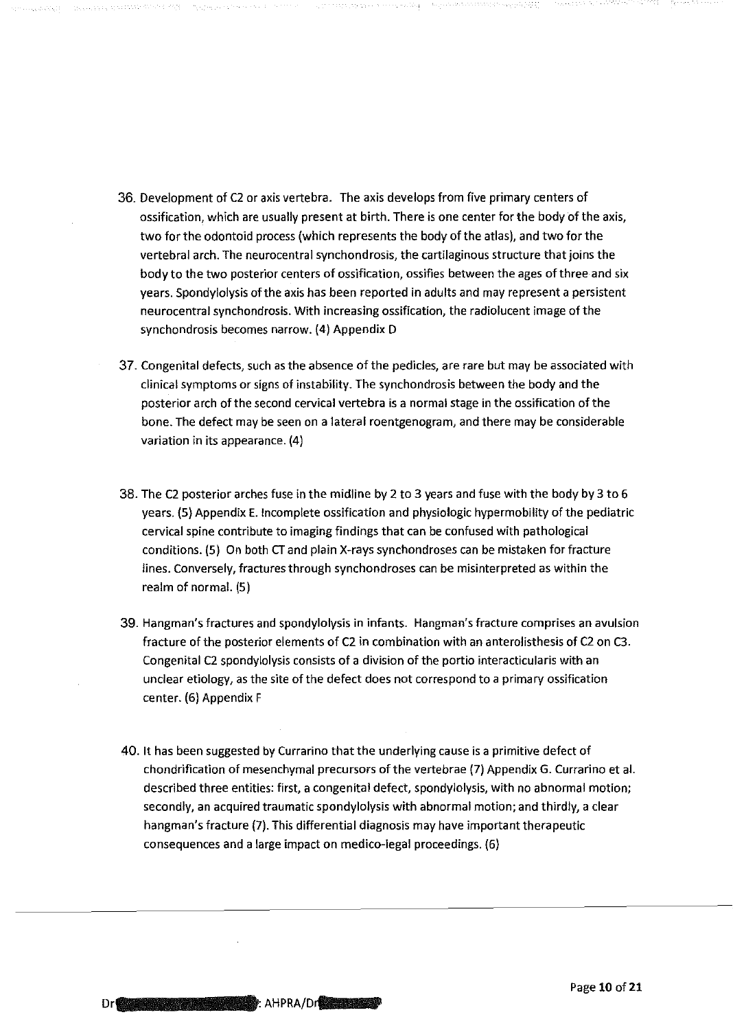36. Development of C2 or axis vertebra. The axis develops from five primary centers of ossification, which are usually present at birth. There is one center for the body of the axis, two for the odontoid process (which represents the body of the atlas), and two for the vertebral arch. The neurocentral synchondrosis, the cartilaginous structure that joins the body to the two posterior centers of ossification, ossifies between the ages of three and six years. Spondylolysis of the axis has been reported in adults and may represent a persistent neurocentral synchondrosis. With increasing ossification, the radiolucent image of the synchondrosis becomes narrow. (4) Appendix D

37. Congenital defects, such as the absence of the pedicles, are rare but may be associated with clinical symptoms or signs of instability. The synchondrosis between the body and the posterior arch of the second cervical vertebra is a normal stage in the ossification of the bone. The defect may be seen on a lateral roentgenogram, and there may be considerable variation in its appearance. (4)

38. The C2 posterior arches fuse in the midline by 2 to 3 years and fuse with the body by 3 to 6 years. (5) Appendix E. Incomplete ossification and physiologic hypermobility of the pediatric cervical spine contribute to imaging findings that can be confused with pathological conditions. (5) On both CT and plain X-rays synchondroses can be mistaken for fracture lines. Conversely, fractures through synchondroses can be misinterpreted as within the realm of normal. (5)

39. Hangman's fractures and spondylolysis in infants. Hangman's fracture comprises an avulsion fracture of the posterior elements of C2 in combination with an anterolisthesis of C2 on C3. Congenital C2 spondylolysis consists of a division of the portio interacticularis with an unclear etiology, as the site of the defect does not correspond to a primary ossification center. (6) Appendix F

40. It has been suggested by Currarino that the underlying cause is a primitive defect of chondrification of mesenchymal precursors of the vertebrae (7) Appendix G. Currarino et al. described three entities: first, a congenital defect, spondylolysis, with no abnormal motion; secondly, an acquired traumatic spondylolysis with abnormal motion; and thirdly, a clear hangman's fracture (7). This differential diagnosis may have important therapeutic consequences and a large impact on medico-legal proceedings. (6)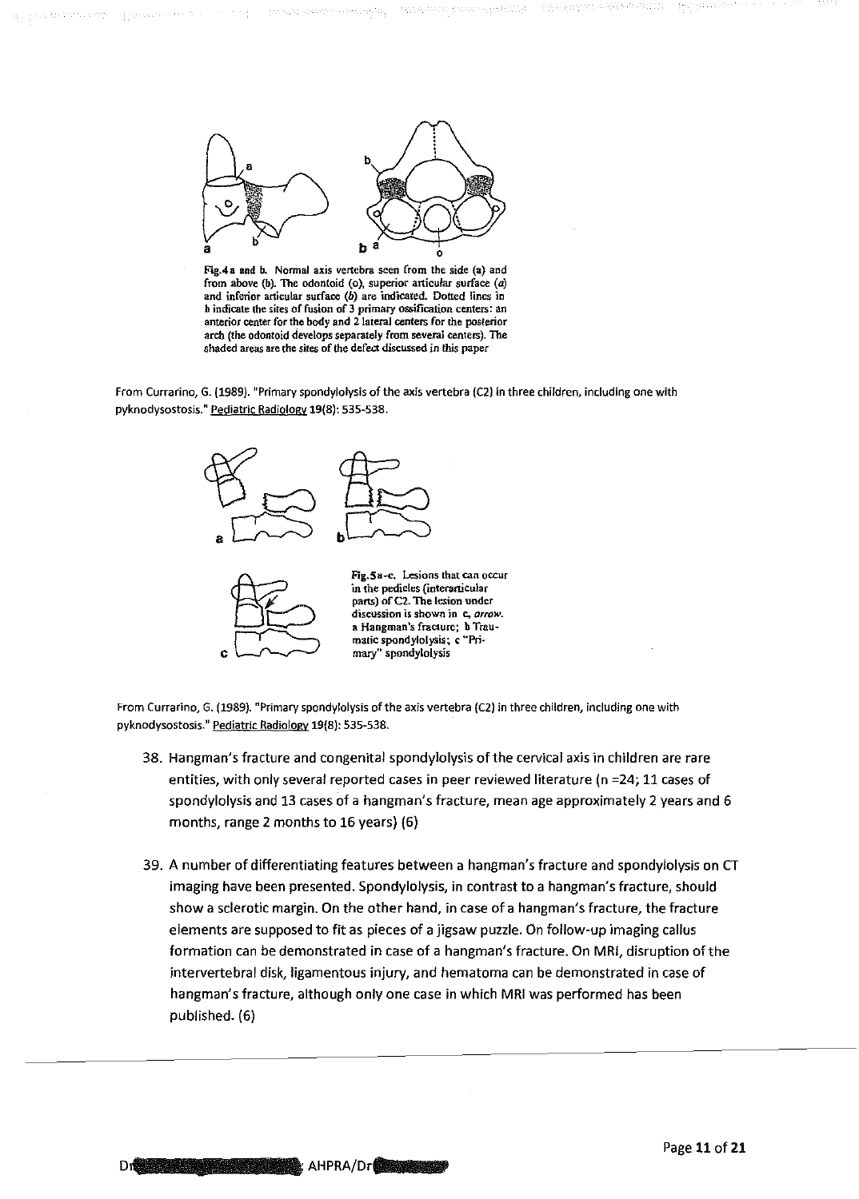Fig.4 a and b. Normal axis vertebra seen from the side (a) and from above (b). The odontoid (o), superior articular surface (a) and inferior articular surface (b) are indicated. Dotted lines in b indicate the sites of fusion of 3 primary ossification centers: an anterior center for the body and 2 lateral centers for the posterior arch (the odontoid develops separately from several centers). The shaded areas are the sites of the defect discussed in this paper

From Currarino, G. (1989). "Primary spondylolysis of the axis vertebra (C2) in three children, including one with pyknodysostosis." Pediatric Radiology 19(8): 535-538.

Fig. 5 a-c. Lesions that can occur in the pedicles (interarticular parts) of C2. The lesion under discussion is shown in c, *arrow*. a Hangman's fracture; b Traumatic spondylolysis; c "Primary" spondylolysis

From Currarino, G. (1989). "Primary spondylolysis of the axis vertebra (C2) in three children, including one with pyknodysostosis." Pediatric Radiology 19(8): 535-538.

38. Hangman's fracture and congenital spondylolysis of the cervical axis in children are rare entities, with only several reported cases in peer reviewed literature (n =24; 11 cases of spondylolysis and 13 cases of a hangman's fracture, mean age approximately 2 years and 6 months, range 2 months to 16 years) (6)

39. A number of differentiating features between a hangman's fracture and spondylolysis on CT imaging have been presented. Spondylolysis, in contrast to a hangman's fracture, should show a sclerotic margin. On the other hand, in case of a hangman's fracture, the fracture elements are supposed to fit as pieces of a jigsaw puzzle. On follow-up imaging callus formation can be demonstrated in case of a hangman's fracture. On MRI, disruption of the intervertebral disk, ligamentous injury, and hematoma can be demonstrated in case of hangman's fracture, although only one case in which MRI was performed has been published. (6)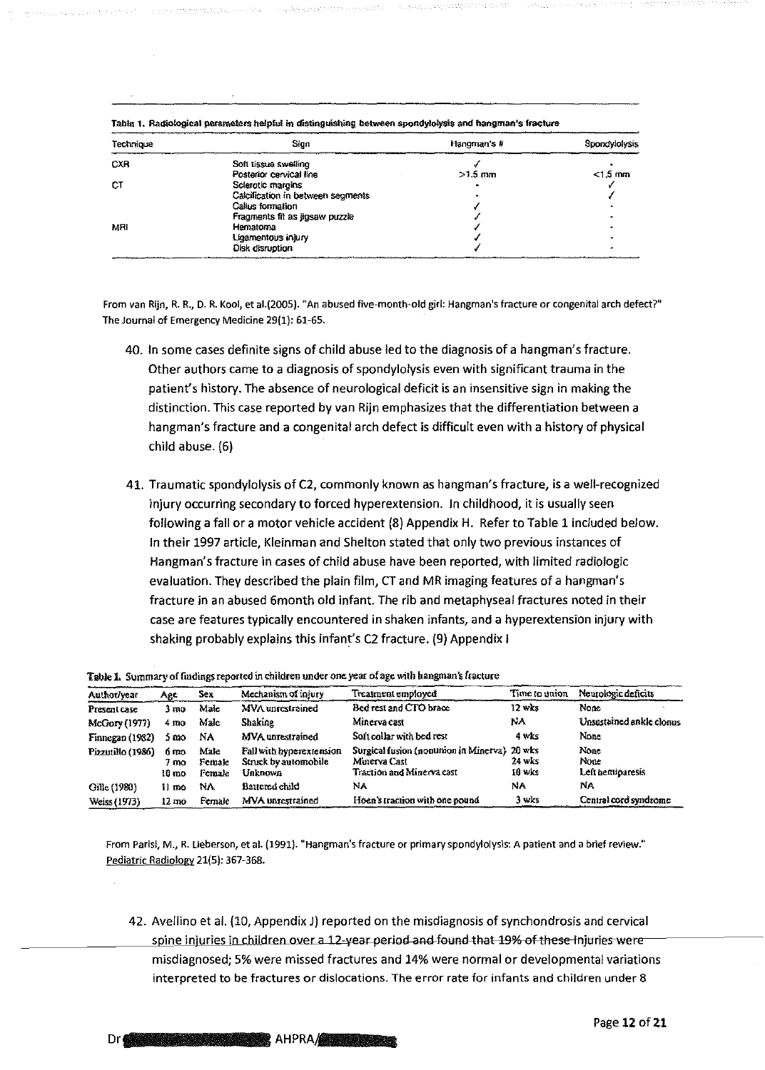**Table 1. Radiological parameters helpful in distinguishing between spondylolysis and hangman's fracture**

| Technique | Sign | Hangman's # | Spondylolysis |
|---|---|---|---|
| CXR | Soft tissue swelling | ✓ | - |
| | Posterior cervical line | >1.5 mm | <1.5 mm |
| CT | Sclerotic margins | - | ✓ |
| | Calcification in between segments | - | ✓ |
| | Callus formation | ✓ | - |
| | Fragments fit as jigsaw puzzle | ✓ | - |
| MRI | Hematoma | ✓ | - |
| | Ligamentous injury | ✓ | - |
| | Disk disruption | ✓ | - |

From van Rijn, R. R., D. R. Kool, et al.(2005). "An abused five-month-old girl: Hangman's fracture or congenital arch defect?" The Journal of Emergency Medicine 29(1): 61-65.

40. In some cases definite signs of child abuse led to the diagnosis of a hangman's fracture. Other authors came to a diagnosis of spondylolysis even with significant trauma in the patient's history. The absence of neurological deficit is an insensitive sign in making the distinction. This case reported by van Rijn emphasizes that the differentiation between a hangman's fracture and a congenital arch defect is difficult even with a history of physical child abuse. (6)

41. Traumatic spondylolysis of C2, commonly known as hangman's fracture, is a well-recognized injury occurring secondary to forced hyperextension. In childhood, it is usually seen following a fall or a motor vehicle accident (8) Appendix H. Refer to Table 1 included below. In their 1997 article, Kleinman and Shelton stated that only two previous instances of Hangman's fracture in cases of child abuse have been reported, with limited radiologic evaluation. They described the plain film, CT and MR imaging features of a hangman's fracture in an abused 6month old infant. The rib and metaphyseal fractures noted in their case are features typically encountered in shaken infants, and a hyperextension injury with shaking probably explains this infant's C2 fracture. (9) Appendix I

**Table 1.** Summary of findings reported in children under one year of age with hangman's fracture

| Author/year | Age | Sex | Mechanism of injury | Treatment employed | Time to union | Neurologic deficits |
|---|---|---|---|---|---|---|
| Present case | 3 mo | Male | MVA unrestrained | Bed rest and CTO brace | 12 wks | None |
| McGory (1977) | 4 mo | Male | Shaking | Minerva cast | NA | Unsustained ankle clonus |
| Finnegan (1982) | 5 mo | NA | MVA unrestrained | Soft collar with bed rest | 4 wks | None |
| Pizzutillo (1986) | 6 mo | Male | Fall with hyperextension | Surgical fusion (nonunion in Minerva) | 20 wks | None |
| | 7 mo | Female | Struck by automobile | Minerva Cast | 24 wks | None |
| | 10 mo | Female | Unknown | Traction and Minerva cast | 10 wks | Left hemiparesis |
| Gille (1980) | 11 mo | NA | Battered child | NA | NA | NA |
| Weiss (1973) | 12 mo | Female | MVA unrestrained | Hoen's traction with one pound | 3 wks | Central cord syndrome |

From Parisi, M., R. Lieberson, et al. (1991). "Hangman's fracture or primary spondylolysis: A patient and a brief review." Pediatric Radiology 21(5): 367-368.

42. Avellino et al. (10, Appendix J) reported on the misdiagnosis of synchondrosis and cervical spine injuries in children over a 12-year period and found that 19% of these injuries were misdiagnosed; 5% were missed fractures and 14% were normal or developmental variations interpreted to be fractures or dislocations. The error rate for infants and children under 8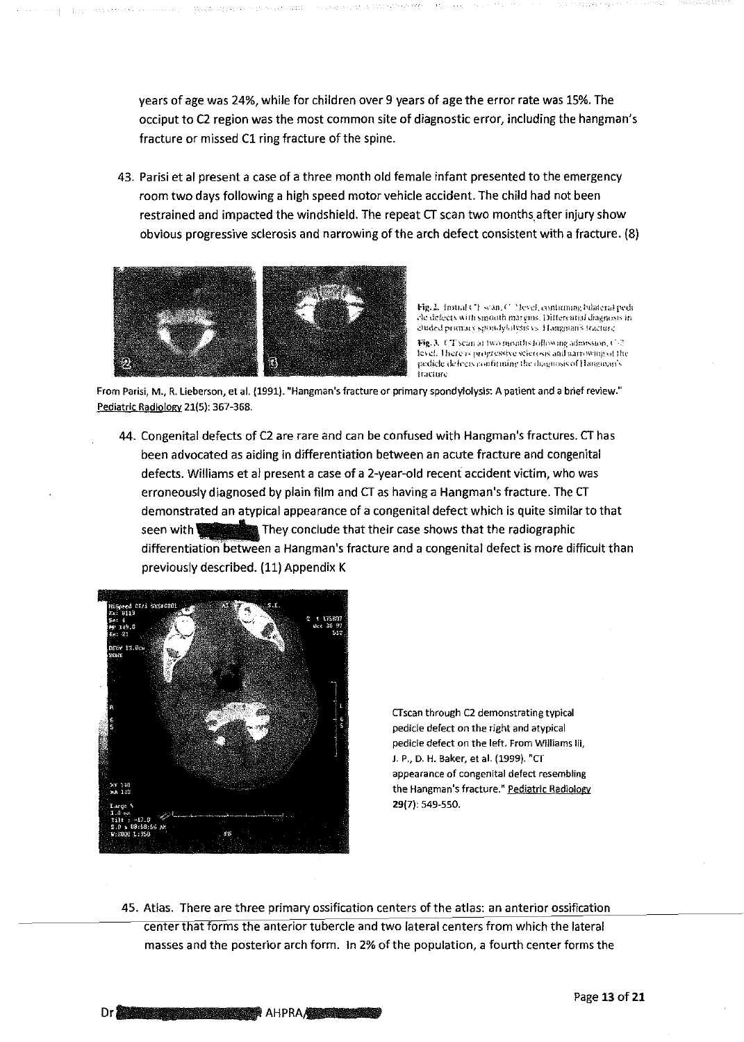years of age was 24%, while for children over 9 years of age the error rate was 15%. The occiput to C2 region was the most common site of diagnostic error, including the hangman's fracture or missed C1 ring fracture of the spine.

43. Parisi et al present a case of a three month old female infant presented to the emergency room two days following a high speed motor vehicle accident. The child had not been restrained and impacted the windshield. The repeat CT scan two months after injury show obvious progressive sclerosis and narrowing of the arch defect consistent with a fracture. (8)

Fig. 2. Initial CT scan, C2 level, confirming bilateral pedicle defects with smooth margins. Differential diagnosis included primary spondylolysis vs. Hangman's fracture

Fig. 3. CT scan at two months following admission, C2 level. There is progressive sclerosis and narrowing of the pedicle defects confirming the diagnosis of Hangman's fracture

From Parisi, M., R. Lieberson, et al. (1991). "Hangman's fracture or primary spondylolysis: A patient and a brief review." Pediatric Radiology 21(5): 367-368.

44. Congenital defects of C2 are rare and can be confused with Hangman's fractures. CT has been advocated as aiding in differentiation between an acute fracture and congenital defects. Williams et al present a case of a 2-year-old recent accident victim, who was erroneously diagnosed by plain film and CT as having a Hangman's fracture. The CT demonstrated an atypical appearance of a congenital defect which is quite similar to that seen with [redacted] They conclude that their case shows that the radiographic differentiation between a Hangman's fracture and a congenital defect is more difficult than previously described. (11) Appendix K

CTscan through C2 demonstrating typical pedicle defect on the right and atypical pedicle defect on the left. From Williams Iii, J. P., D. H. Baker, et al. (1999). "CT appearance of congenital defect resembling the Hangman's fracture." Pediatric Radiology 29(7): 549-550.

45. Atlas. There are three primary ossification centers of the atlas: an anterior ossification center that forms the anterior tubercle and two lateral centers from which the lateral masses and the posterior arch form. In 2% of the population, a fourth center forms the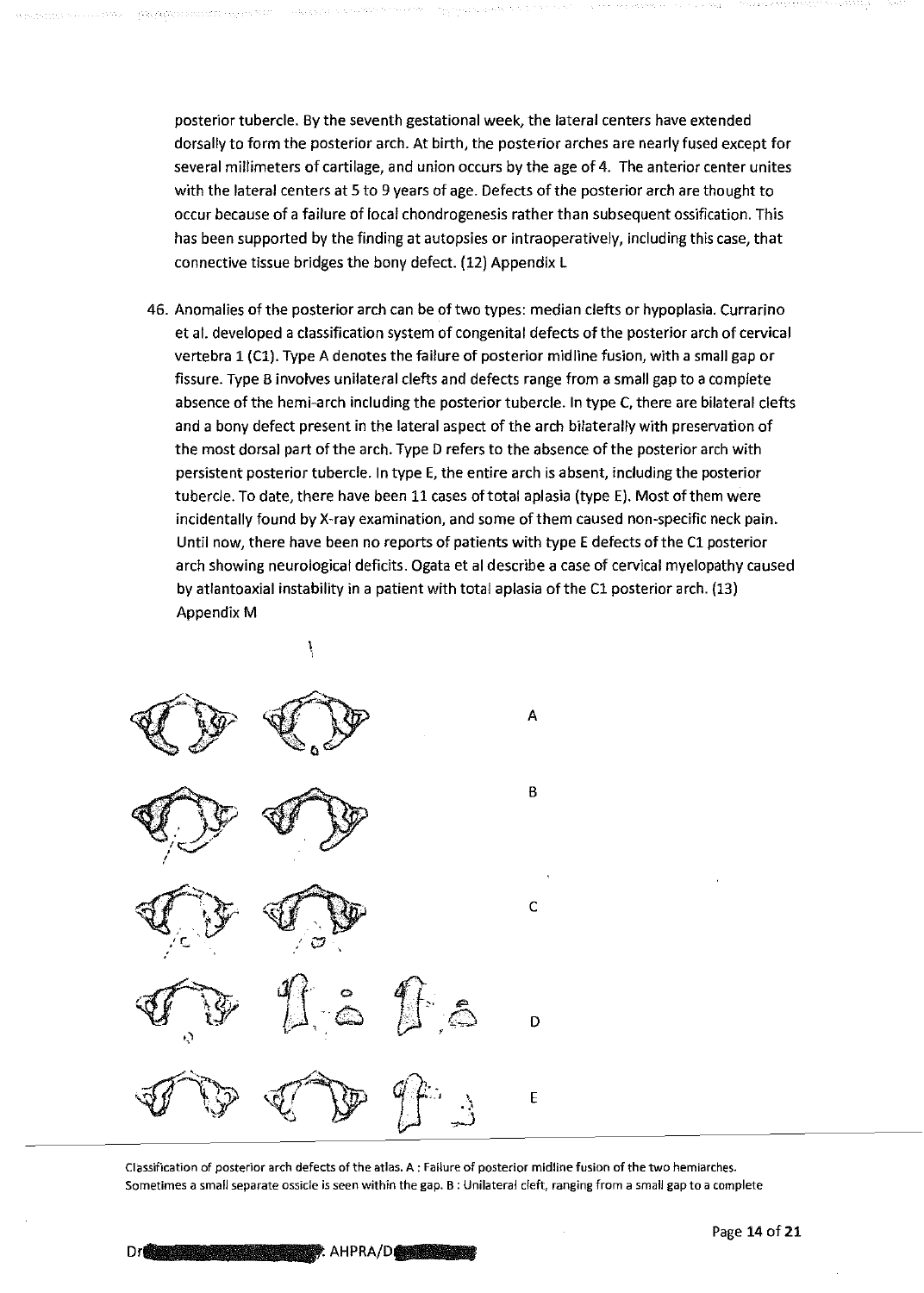posterior tubercle. By the seventh gestational week, the lateral centers have extended dorsally to form the posterior arch. At birth, the posterior arches are nearly fused except for several millimeters of cartilage, and union occurs by the age of 4. The anterior center unites with the lateral centers at 5 to 9 years of age. Defects of the posterior arch are thought to occur because of a failure of local chondrogenesis rather than subsequent ossification. This has been supported by the finding at autopsies or intraoperatively, including this case, that connective tissue bridges the bony defect. (12) Appendix L

46. Anomalies of the posterior arch can be of two types: median clefts or hypoplasia. Currarino et al. developed a classification system of congenital defects of the posterior arch of cervical vertebra 1 (C1). Type A denotes the failure of posterior midline fusion, with a small gap or fissure. Type B involves unilateral clefts and defects range from a small gap to a complete absence of the hemi-arch including the posterior tubercle. In type C, there are bilateral clefts and a bony defect present in the lateral aspect of the arch bilaterally with preservation of the most dorsal part of the arch. Type D refers to the absence of the posterior arch with persistent posterior tubercle. In type E, the entire arch is absent, including the posterior tubercle. To date, there have been 11 cases of total aplasia (type E). Most of them were incidentally found by X-ray examination, and some of them caused non-specific neck pain. Until now, there have been no reports of patients with type E defects of the C1 posterior arch showing neurological deficits. Ogata et al describe a case of cervical myelopathy caused by atlantoaxial instability in a patient with total aplasia of the C1 posterior arch. (13) Appendix M

A

B

C

D

E

Classification of posterior arch defects of the atlas. A : Failure of posterior midline fusion of the two hemiarches. Sometimes a small separate ossicle is seen within the gap. B : Unilateral cleft, ranging from a small gap to a complete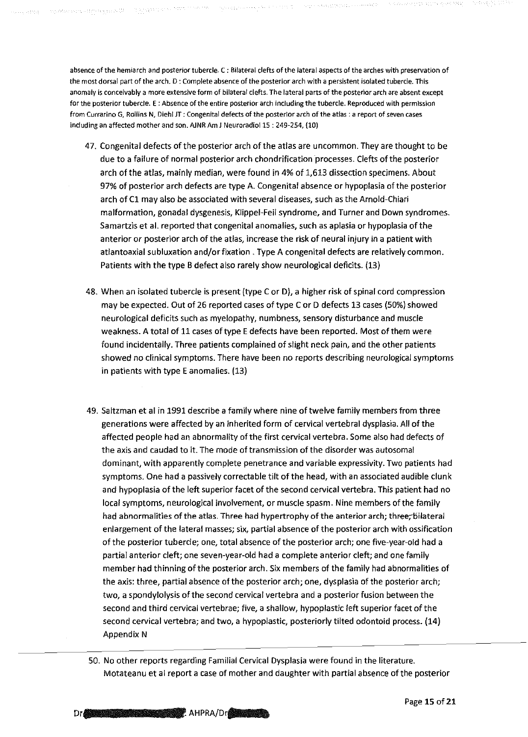absence of the hemiarch and posterior tubercle. C : Bilateral clefts of the lateral aspects of the arches with preservation of the most dorsal part of the arch. D : Complete absence of the posterior arch with a persistent isolated tubercle. This anomaly is conceivably a more extensive form of bilateral clefts. The lateral parts of the posterior arch are absent except for the posterior tubercle. E : Absence of the entire posterior arch including the tubercle. Reproduced with permission from Currarino G, Rollins N, Diehl JT : Congenital defects of the posterior arch of the atlas : a report of seven cases including an affected mother and son. AJNR Am J Neuroradiol 15 : 249-254, (10)

47. Congenital defects of the posterior arch of the atlas are uncommon. They are thought to be due to a failure of normal posterior arch chondrification processes. Clefts of the posterior arch of the atlas, mainly median, were found in 4% of 1,613 dissection specimens. About 97% of posterior arch defects are type A. Congenital absence or hypoplasia of the posterior arch of C1 may also be associated with several diseases, such as the Arnold-Chiari malformation, gonadal dysgenesis, Klippel-Feil syndrome, and Turner and Down syndromes. Samartzis et al. reported that congenital anomalies, such as aplasia or hypoplasia of the anterior or posterior arch of the atlas, increase the risk of neural injury in a patient with atlantoaxial subluxation and/or fixation . Type A congenital defects are relatively common. Patients with the type B defect also rarely show neurological deficits. (13)

48. When an isolated tubercle is present (type C or D), a higher risk of spinal cord compression may be expected. Out of 26 reported cases of type C or D defects 13 cases (50%) showed neurological deficits such as myelopathy, numbness, sensory disturbance and muscle weakness. A total of 11 cases of type E defects have been reported. Most of them were found incidentally. Three patients complained of slight neck pain, and the other patients showed no clinical symptoms. There have been no reports describing neurological symptoms in patients with type E anomalies. (13)

49. Saltzman et al in 1991 describe a family where nine of twelve family members from three generations were affected by an inherited form of cervical vertebral dysplasia. All of the affected people had an abnormality of the first cervical vertebra. Some also had defects of the axis and caudad to it. The mode of transmission of the disorder was autosomal dominant, with apparently complete penetrance and variable expressivity. Two patients had symptoms. One had a passively correctable tilt of the head, with an associated audible clunk and hypoplasia of the left superior facet of the second cervical vertebra. This patient had no local symptoms, neurological involvement, or muscle spasm. Nine members of the family had abnormalities of the atlas. Three had hypertrophy of the anterior arch; three, bilateral enlargement of the lateral masses; six, partial absence of the posterior arch with ossification of the posterior tubercle; one, total absence of the posterior arch; one five-year-old had a partial anterior cleft; one seven-year-old had a complete anterior cleft; and one family member had thinning of the posterior arch. Six members of the family had abnormalities of the axis: three, partial absence of the posterior arch; one, dysplasia of the posterior arch; two, a spondylolysis of the second cervical vertebra and a posterior fusion between the second and third cervical vertebrae; five, a shallow, hypoplastic left superior facet of the second cervical vertebra; and two, a hypoplastic, posteriorly tilted odontoid process. (14) Appendix N

50. No other reports regarding Familial Cervical Dysplasia were found in the literature. Motateanu et al report a case of mother and daughter with partial absence of the posterior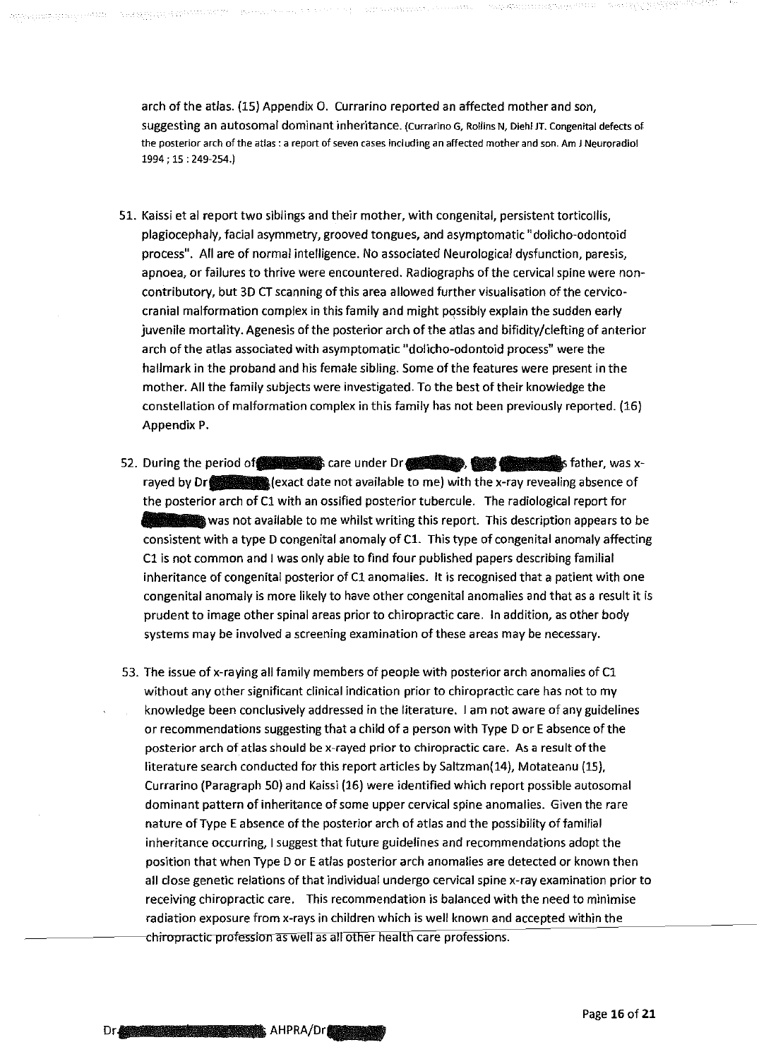arch of the atlas. (15) Appendix O. Currarino reported an affected mother and son, suggesting an autosomal dominant inheritance. (Currarino G, Rollins N, Diehl JT. Congenital defects of the posterior arch of the atlas : a report of seven cases including an affected mother and son. Am J Neuroradiol 1994 ; 15 : 249-254.)

51. Kaissi et al report two siblings and their mother, with congenital, persistent torticollis, plagiocephaly, facial asymmetry, grooved tongues, and asymptomatic "dolicho-odontoid process". All are of normal intelligence. No associated Neurological dysfunction, paresis, apnoea, or failures to thrive were encountered. Radiographs of the cervical spine were non-contributory, but 3D CT scanning of this area allowed further visualisation of the cervico-cranial malformation complex in this family and might possibly explain the sudden early juvenile mortality. Agenesis of the posterior arch of the atlas and bifidity/clefting of anterior arch of the atlas associated with asymptomatic "dolicho-odontoid process" were the hallmark in the proband and his female sibling. Some of the features were present in the mother. All the family subjects were investigated. To the best of their knowledge the constellation of malformation complex in this family has not been previously reported. (16) Appendix P.

52. During the period of [redacted] care under Dr [redacted], [redacted] [redacted]'s father, was x-rayed by Dr [redacted] (exact date not available to me) with the x-ray revealing absence of the posterior arch of C1 with an ossified posterior tubercule. The radiological report for [redacted] was not available to me whilst writing this report. This description appears to be consistent with a type D congenital anomaly of C1. This type of congenital anomaly affecting C1 is not common and I was only able to find four published papers describing familial inheritance of congenital posterior of C1 anomalies. It is recognised that a patient with one congenital anomaly is more likely to have other congenital anomalies and that as a result it is prudent to image other spinal areas prior to chiropractic care. In addition, as other body systems may be involved a screening examination of these areas may be necessary.

53. The issue of x-raying all family members of people with posterior arch anomalies of C1 without any other significant clinical indication prior to chiropractic care has not to my knowledge been conclusively addressed in the literature. I am not aware of any guidelines or recommendations suggesting that a child of a person with Type D or E absence of the posterior arch of atlas should be x-rayed prior to chiropractic care. As a result of the literature search conducted for this report articles by Saltzman(14), Motateanu (15), Currarino (Paragraph 50) and Kaissi (16) were identified which report possible autosomal dominant pattern of inheritance of some upper cervical spine anomalies. Given the rare nature of Type E absence of the posterior arch of atlas and the possibility of familial inheritance occurring, I suggest that future guidelines and recommendations adopt the position that when Type D or E atlas posterior arch anomalies are detected or known then all close genetic relations of that individual undergo cervical spine x-ray examination prior to receiving chiropractic care. This recommendation is balanced with the need to minimise radiation exposure from x-rays in children which is well known and accepted within the chiropractic profession as well as all other health care professions.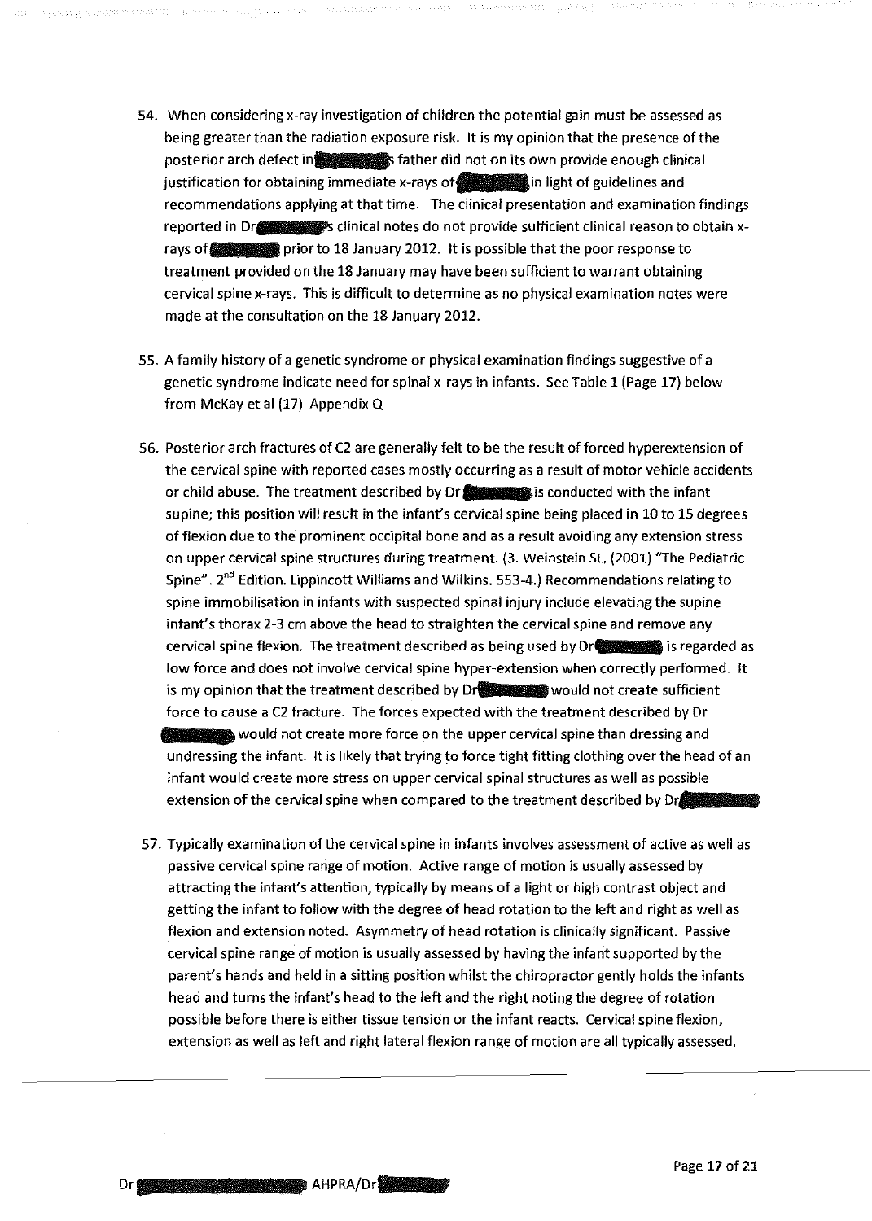54. When considering x-ray investigation of children the potential gain must be assessed as being greater than the radiation exposure risk. It is my opinion that the presence of the posterior arch defect in [redacted]s father did not on its own provide enough clinical justification for obtaining immediate x-rays of [redacted] in light of guidelines and recommendations applying at that time. The clinical presentation and examination findings reported in Dr [redacted]s clinical notes do not provide sufficient clinical reason to obtain x-rays of [redacted] prior to 18 January 2012. It is possible that the poor response to treatment provided on the 18 January may have been sufficient to warrant obtaining cervical spine x-rays. This is difficult to determine as no physical examination notes were made at the consultation on the 18 January 2012.

55. A family history of a genetic syndrome or physical examination findings suggestive of a genetic syndrome indicate need for spinal x-rays in infants. See Table 1 (Page 17) below from McKay et al (17) Appendix Q

56. Posterior arch fractures of C2 are generally felt to be the result of forced hyperextension of the cervical spine with reported cases mostly occurring as a result of motor vehicle accidents or child abuse. The treatment described by Dr [redacted] is conducted with the infant supine; this position will result in the infant's cervical spine being placed in 10 to 15 degrees of flexion due to the prominent occipital bone and as a result avoiding any extension stress on upper cervical spine structures during treatment. (3. Weinstein SL, (2001) "The Pediatric Spine". 2nd Edition. Lippincott Williams and Wilkins. 553-4.) Recommendations relating to spine immobilisation in infants with suspected spinal injury include elevating the supine infant's thorax 2-3 cm above the head to straighten the cervical spine and remove any cervical spine flexion. The treatment described as being used by Dr [redacted] is regarded as low force and does not involve cervical spine hyper-extension when correctly performed. It is my opinion that the treatment described by Dr [redacted] would not create sufficient force to cause a C2 fracture. The forces expected with the treatment described by Dr [redacted] would not create more force on the upper cervical spine than dressing and undressing the infant. It is likely that trying to force tight fitting clothing over the head of an infant would create more stress on upper cervical spinal structures as well as possible extension of the cervical spine when compared to the treatment described by Dr [redacted]

57. Typically examination of the cervical spine in infants involves assessment of active as well as passive cervical spine range of motion. Active range of motion is usually assessed by attracting the infant's attention, typically by means of a light or high contrast object and getting the infant to follow with the degree of head rotation to the left and right as well as flexion and extension noted. Asymmetry of head rotation is clinically significant. Passive cervical spine range of motion is usually assessed by having the infant supported by the parent's hands and held in a sitting position whilst the chiropractor gently holds the infants head and turns the infant's head to the left and the right noting the degree of rotation possible before there is either tissue tension or the infant reacts. Cervical spine flexion, extension as well as left and right lateral flexion range of motion are all typically assessed.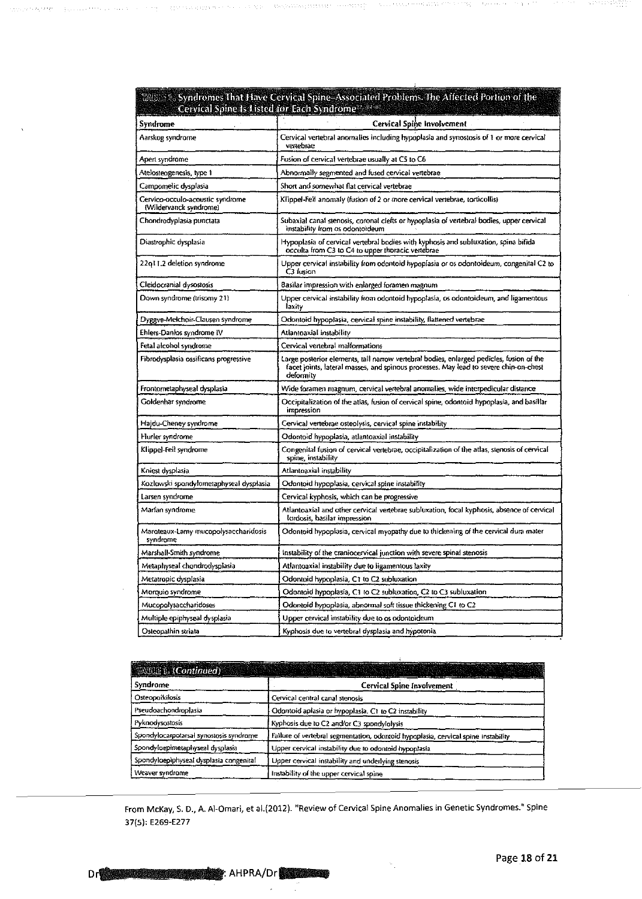**TABLE 1. Syndromes That Have Cervical Spine-Associated Problems. The Affected Portion of the Cervical Spine Is Listed for Each Syndrome**

| Syndrome | Cervical Spine Involvement |
|---|---|
| Aarskog syndrome | Cervical vertebral anomalies including hypoplasia and synostosis of 1 or more cervical vertebrae |
| Apert syndrome | Fusion of cervical vertebrae usually at C5 to C6 |
| Atelosteogenesis, type 1 | Abnormally segmented and fused cervical vertebrae |
| Campomelic dysplasia | Short and somewhat flat cervical vertebrae |
| Cervico-occulo-acoustic syndrome (Wildervanck syndrome) | Klippel-Feil anomaly (fusion of 2 or more cervical vertebrae, torticollis) |
| Chondrodyplasia punctata | Subaxial canal stenosis, coronal clefts or hypoplasia of vertebral bodies, upper cervical instability from os odontoideum |
| Diastrophic dysplasia | Hypoplasia of cervical vertebral bodies with kyphosis and subluxation, spina bifida occulta from C3 to C4 to upper thoracic vertebrae |
| 22q11.2 deletion syndrome | Upper cervical instability from odontoid hypoplasia or os odontoideum, congenital C2 to C3 fusion |
| Cleidocranial dysostosis | Basilar impression with enlarged foramen magnum |
| Down syndrome (trisomy 21) | Upper cervical instability from odontoid hypoplasia, os odontoideum, and ligamentous laxity |
| Dyggve-Melchoir-Clausen syndrome | Odontoid hypoplasia, cervical spine instability, flattened vertebrae |
| Ehlers-Danlos syndrome IV | Atlantoaxial instability |
| Fetal alcohol syndrome | Cervical vertebral malformations |
| Fibrodysplasia ossificans progressive | Large posterior elements, tall narrow vertebral bodies, enlarged pedicles, fusion of the facet joints, lateral masses, and spinous processes. May lead to severe chin-on-chest deformity |
| Frontometaphyseal dysplasia | Wide foramen magnum, cervical vertebral anomalies, wide interpedicular distance |
| Goldenhar syndrome | Occipitalization of the atlas, fusion of cervical spine, odontoid hypoplasia, and basillar impression |
| Hajdu-Cheney syndrome | Cervical vertebrae osteolysis, cervical spine instability |
| Hurler syndrome | Odontoid hypoplasia, atlantoaxial instability |
| Klippel-Feil syndrome | Congenital fusion of cervical vertebrae, occipitalization of the atlas, stenosis of cervical spine, instability |
| Kniest dysplasia | Atlantoaxial instability |
| Kozlowski spondylometaphyseal dysplasia | Odontoid hypoplasia, cervical spine instability |
| Larsen syndrome | Cervical kyphosis, which can be progressive |
| Marfan syndrome | Atlantoaxial and other cervical vertebrae subluxation, focal kyphosis, absence of cervical lordosis, basilar impression |
| Maroteaux-Lamy mucopolysaccharidosis syndrome | Odontoid hypoplasia, cervical myopathy due to thickening of the cervical dura mater |
| Marshall-Smith syndrome | Instability of the craniocervical junction with severe spinal stenosis |
| Metaphyseal chondrodysplasia | Atlantoaxial instability due to ligamentous laxity |
| Metatropic dysplasia | Odontoid hypoplasia, C1 to C2 subluxation |
| Morquio syndrome | Odontoid hypoplasia, C1 to C2 subluxation, C2 to C3 subluxation |
| Mucopolysaccharidoses | Odontoid hypoplasia, abnormal soft tissue thickening C1 to C2 |
| Multiple epiphyseal dysplasia | Upper cervical instability due to os odontoideum |
| Osteopathin striata | Kyphosis due to vertebral dysplasia and hypotonia |
| Osteopoikilosis | Cervical central canal stenosis |
| Pseudoachondroplasia | Odontoid aplasia or hypoplasia, C1 to C2 instability |
| Pyknodysostosis | Kyphosis due to C2 and/or C3 spondylolysis |
| Spondylocarpotarsal synostosis syndrome | Failure of vertebral segmentation, odontoid hypoplasia, cervical spine instability |
| Spondyloepimetaphyseal dysplasia | Upper cervical instability due to odontoid hypoplasia |
| Spondyloepiphyseal dysplasia congenital | Upper cervical instability and underlying stenosis |
| Weaver syndrome | Instability of the upper cervical spine |

From McKay, S. D., A. Al-Omari, et al.(2012). "Review of Cervical Spine Anomalies in Genetic Syndromes." Spine 37(5): E269-E277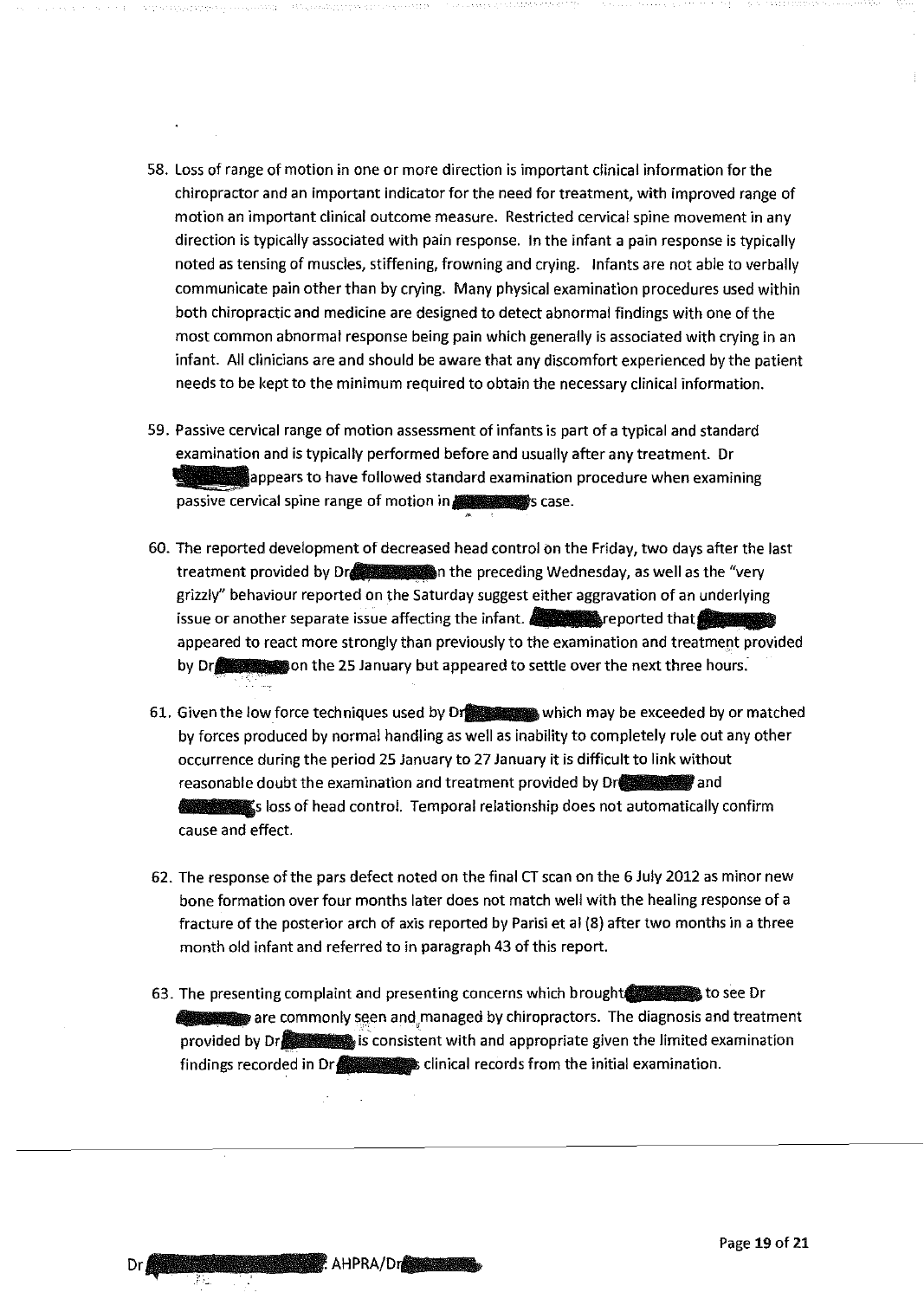58. Loss of range of motion in one or more direction is important clinical information for the chiropractor and an important indicator for the need for treatment, with improved range of motion an important clinical outcome measure. Restricted cervical spine movement in any direction is typically associated with pain response. In the infant a pain response is typically noted as tensing of muscles, stiffening, frowning and crying. Infants are not able to verbally communicate pain other than by crying. Many physical examination procedures used within both chiropractic and medicine are designed to detect abnormal findings with one of the most common abnormal response being pain which generally is associated with crying in an infant. All clinicians are and should be aware that any discomfort experienced by the patient needs to be kept to the minimum required to obtain the necessary clinical information.

59. Passive cervical range of motion assessment of infants is part of a typical and standard examination and is typically performed before and usually after any treatment. Dr [redacted] appears to have followed standard examination procedure when examining passive cervical spine range of motion in [redacted]'s case.

60. The reported development of decreased head control on the Friday, two days after the last treatment provided by Dr [redacted] on the preceding Wednesday, as well as the "very grizzly" behaviour reported on the Saturday suggest either aggravation of an underlying issue or another separate issue affecting the infant. [redacted] reported that [redacted] appeared to react more strongly than previously to the examination and treatment provided by Dr [redacted] on the 25 January but appeared to settle over the next three hours.

61. Given the low force techniques used by Dr [redacted] which may be exceeded by or matched by forces produced by normal handling as well as inability to completely rule out any other occurrence during the period 25 January to 27 January it is difficult to link without reasonable doubt the examination and treatment provided by Dr [redacted] and [redacted]'s loss of head control. Temporal relationship does not automatically confirm cause and effect.

62. The response of the pars defect noted on the final CT scan on the 6 July 2012 as minor new bone formation over four months later does not match well with the healing response of a fracture of the posterior arch of axis reported by Parisi et al (8) after two months in a three month old infant and referred to in paragraph 43 of this report.

63. The presenting complaint and presenting concerns which brought [redacted] to see Dr [redacted] are commonly seen and managed by chiropractors. The diagnosis and treatment provided by Dr [redacted] is consistent with and appropriate given the limited examination findings recorded in Dr [redacted]'s clinical records from the initial examination.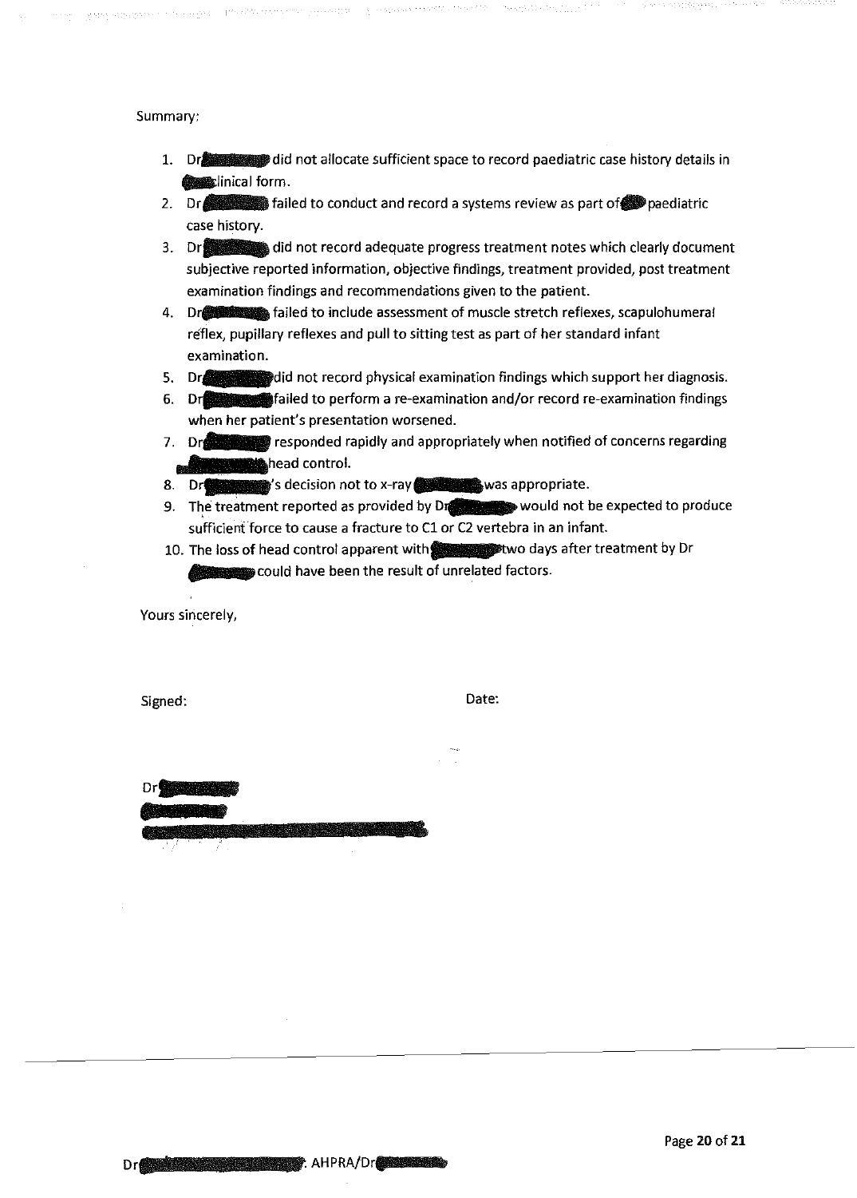Summary:

1. Dr [redacted] did not allocate sufficient space to record paediatric case history details in [redacted] clinical form.
2. Dr [redacted] failed to conduct and record a systems review as part of [redacted] paediatric case history.
3. Dr [redacted] did not record adequate progress treatment notes which clearly document subjective reported information, objective findings, treatment provided, post treatment examination findings and recommendations given to the patient.
4. Dr [redacted] failed to include assessment of muscle stretch reflexes, scapulohumeral reflex, pupillary reflexes and pull to sitting test as part of her standard infant examination.
5. Dr [redacted] did not record physical examination findings which support her diagnosis.
6. Dr [redacted] failed to perform a re-examination and/or record re-examination findings when her patient's presentation worsened.
7. Dr [redacted] responded rapidly and appropriately when notified of concerns regarding [redacted] head control.
8. Dr [redacted]'s decision not to x-ray [redacted] was appropriate.
9. The treatment reported as provided by Dr [redacted] would not be expected to produce sufficient force to cause a fracture to C1 or C2 vertebra in an infant.
10. The loss of head control apparent with [redacted] two days after treatment by Dr [redacted] could have been the result of unrelated factors.

Yours sincerely,

Signed: Date:

Dr [redacted]
[redacted]
[redacted]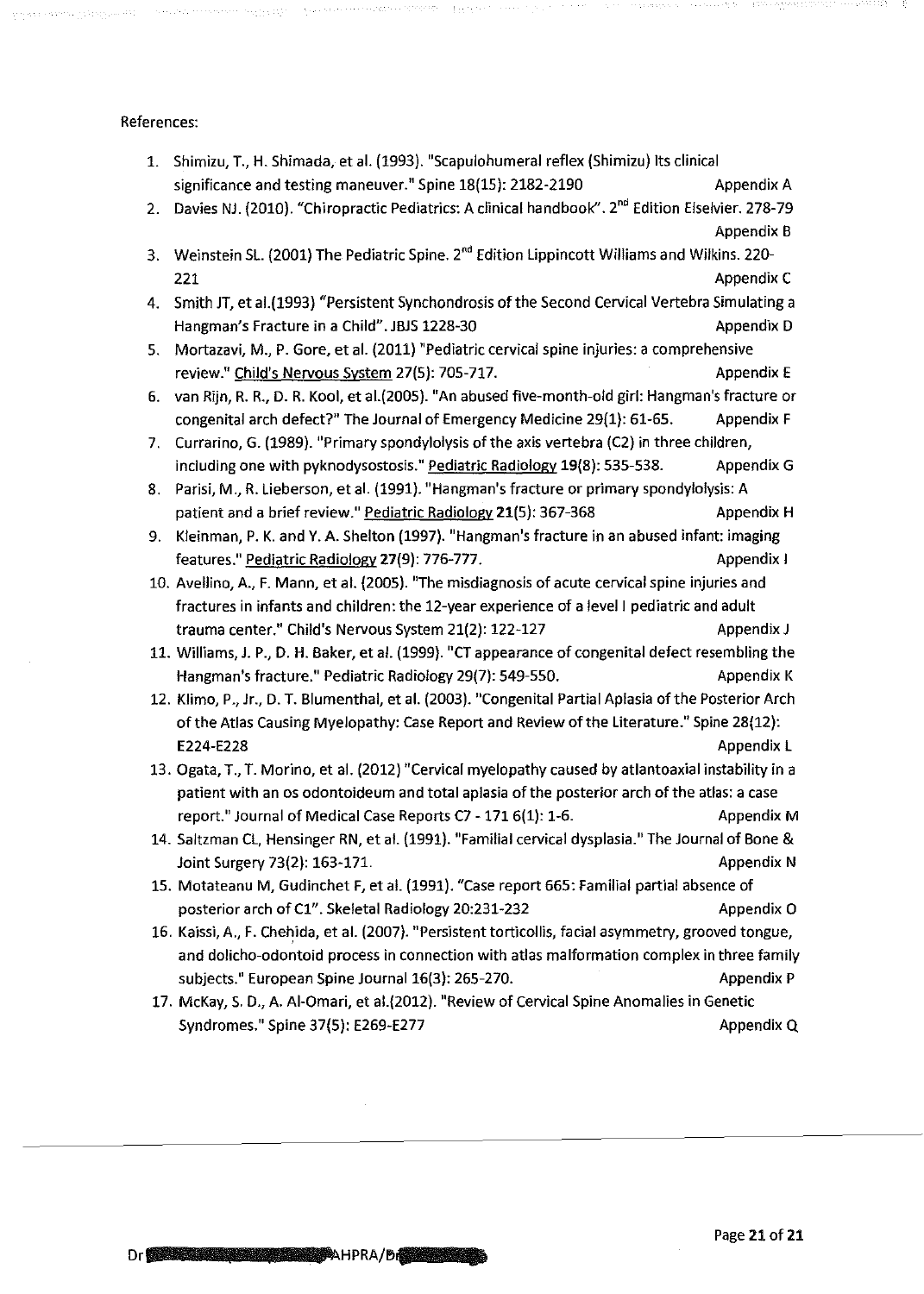References:

1. Shimizu, T., H. Shimada, et al. (1993). "Scapulohumeral reflex (Shimizu) Its clinical significance and testing maneuver." Spine 18(15): 2182-2190 Appendix A
2. Davies NJ. (2010). "Chiropractic Pediatrics: A clinical handbook". 2nd Edition Elseivier. 278-79 Appendix B
3. Weinstein SL. (2001) The Pediatric Spine. 2nd Edition Lippincott Williams and Wilkins. 220-221 Appendix C
4. Smith JT, et al.(1993) "Persistent Synchondrosis of the Second Cervical Vertebra Simulating a Hangman's Fracture in a Child". JBJS 1228-30 Appendix D
5. Mortazavi, M., P. Gore, et al. (2011) "Pediatric cervical spine injuries: a comprehensive review." Child's Nervous System 27(5): 705-717. Appendix E
6. van Rijn, R. R., D. R. Kool, et al.(2005). "An abused five-month-old girl: Hangman's fracture or congenital arch defect?" The Journal of Emergency Medicine 29(1): 61-65. Appendix F
7. Currarino, G. (1989). "Primary spondylolysis of the axis vertebra (C2) in three children, including one with pyknodysostosis." Pediatric Radiology 19(8): 535-538. Appendix G
8. Parisi, M., R. Lieberson, et al. (1991). "Hangman's fracture or primary spondylolysis: A patient and a brief review." Pediatric Radiology **21**(5): 367-368 Appendix H
9. Kleinman, P. K. and Y. A. Shelton (1997). "Hangman's fracture in an abused infant: imaging features." Pediatric Radiology **27**(9): 776-777. Appendix I
10. Avellino, A., F. Mann, et al. (2005). "The misdiagnosis of acute cervical spine injuries and fractures in infants and children: the 12-year experience of a level I pediatric and adult trauma center." Child's Nervous System 21(2): 122-127 Appendix J
11. Williams, J. P., D. H. Baker, et al. (1999). "CT appearance of congenital defect resembling the Hangman's fracture." Pediatric Radiology 29(7): 549-550. Appendix K
12. Klimo, P., Jr., D. T. Blumenthal, et al. (2003). "Congenital Partial Aplasia of the Posterior Arch of the Atlas Causing Myelopathy: Case Report and Review of the Literature." Spine 28(12): E224-E228 Appendix L
13. Ogata, T., T. Morino, et al. (2012) "Cervical myelopathy caused by atlantoaxial instability in a patient with an os odontoideum and total aplasia of the posterior arch of the atlas: a case report." Journal of Medical Case Reports C7 - 171 6(1): 1-6. Appendix M
14. Saltzman CL, Hensinger RN, et al. (1991). "Familial cervical dysplasia." The Journal of Bone & Joint Surgery 73(2): 163-171. Appendix N
15. Motateanu M, Gudinchet F, et al. (1991). "Case report 665: Familial partial absence of posterior arch of C1". Skeletal Radiology 20:231-232 Appendix O
16. Kaissi, A., F. Chehida, et al. (2007). "Persistent torticollis, facial asymmetry, grooved tongue, and dolicho-odontoid process in connection with atlas malformation complex in three family subjects." European Spine Journal 16(3): 265-270. Appendix P
17. McKay, S. D., A. Al-Omari, et al.(2012). "Review of Cervical Spine Anomalies in Genetic Syndromes." Spine 37(5): E269-E277 Appendix Q